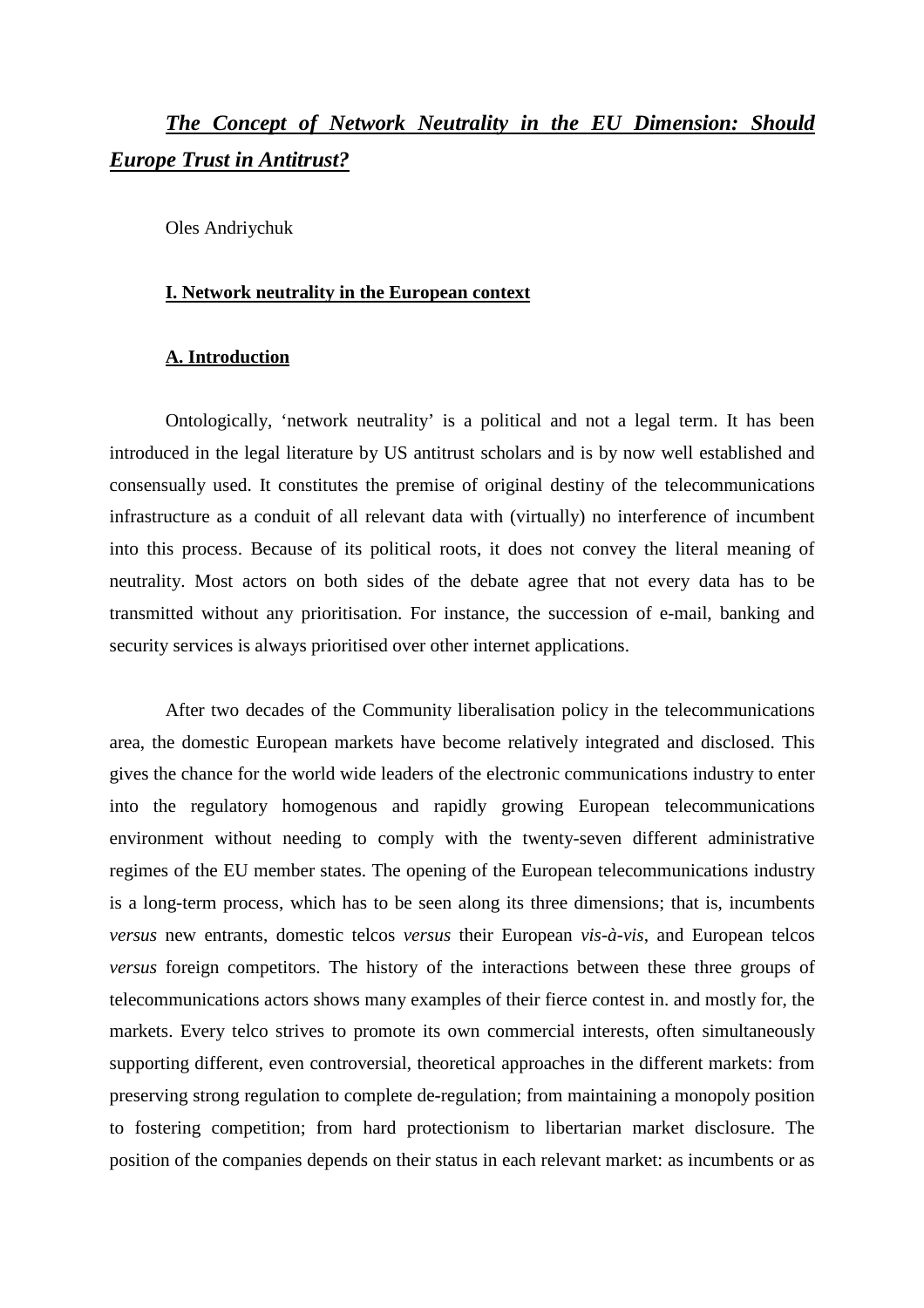# *The Concept of Network Neutrality in the EU Dimension: Should Europe Trust in Antitrust?*

Oles Andriychuk

## I. Network neutrality in the European context

### A. Introduction

Ontologically, 'network neutrality' is a political and not a legal term. It has been introduced in the legal literature by US antitrust scholars and is by now well established and consensually used. It constitutes the premise of original destiny of the telecommunications infrastructure as a conduit of all relevant data with (virtually) no interference of incumbent into this process. Because of its political roots, it does not convey the literal meaning of neutrality. Most actors on both sides of the debate agree that not every data has to be transmitted without any prioritisation. For instance, the succession of e-mail, banking and security services is always prioritised over other internet applications.

After two decades of the Community liberalisation policy in the telecommunications area, the domestic European markets have become relatively integrated and disclosed. This gives the chance for the world wide leaders of the electronic communications industry to enter into the regulatory homogenous and rapidly growing European telecommunications environment without needing to comply with the twenty-seven different administrative regimes of the EU member states. The opening of the European telecommunications industry is a long-term process, which has to be seen along its three dimensions; that is, incumbents *versus* new entrants, domestic telcos *versus* their European *vis-à-vis*, and European telcos *versus* foreign competitors. The history of the interactions between these three groups of telecommunications actors shows many examples of their fierce contest in. and mostly for, the markets. Every telco strives to promote its own commercial interests, often simultaneously supporting different, even controversial, theoretical approaches in the different markets: from preserving strong regulation to complete de-regulation; from maintaining a monopoly position to fostering competition; from hard protectionism to libertarian market disclosure. The position of the companies depends on their status in each relevant market: as incumbents or as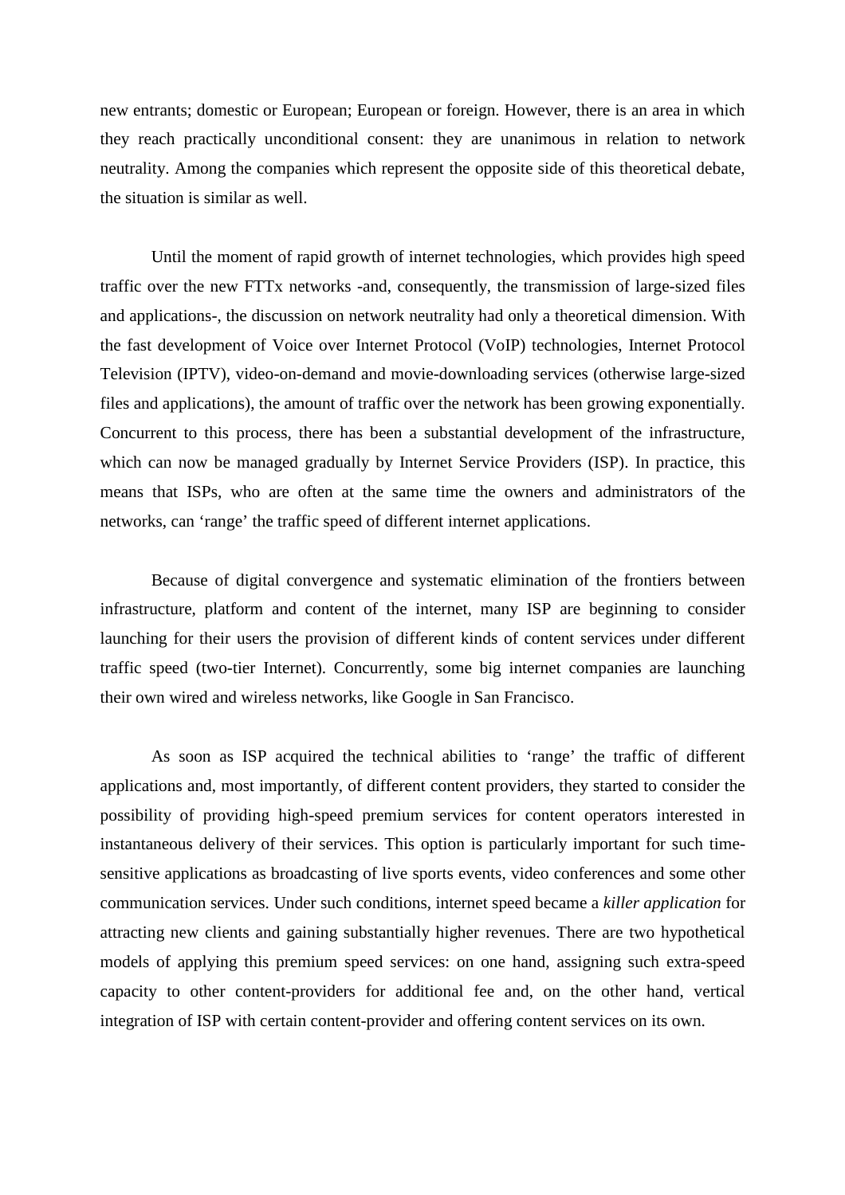new entrants; domestic or European; European or foreign. However, there is an area in which they reach practically unconditional consent: they are unanimous in relation to network neutrality. Among the companies which represent the opposite side of this theoretical debate, the situation is similar as well.

Until the moment of rapid growth of internet technologies, which provides high speed traffic over the new FTTx networks -and, consequently, the transmission of large-sized files and applications-, the discussion on network neutrality had only a theoretical dimension. With the fast development of Voice over Internet Protocol (VoIP) technologies, Internet Protocol Television (IPTV), video-on-demand and movie-downloading services (otherwise large-sized files and applications), the amount of traffic over the network has been growing exponentially. Concurrent to this process, there has been a substantial development of the infrastructure, which can now be managed gradually by Internet Service Providers (ISP). In practice, this means that ISPs, who are often at the same time the owners and administrators of the networks, can 'range' the traffic speed of different internet applications.

Because of digital convergence and systematic elimination of the frontiers between infrastructure, platform and content of the internet, many ISP are beginning to consider launching for their users the provision of different kinds of content services under different traffic speed (two-tier Internet). Concurrently, some big internet companies are launching their own wired and wireless networks, like Google in San Francisco.

As soon as ISP acquired the technical abilities to 'range' the traffic of different applications and, most importantly, of different content providers, they started to consider the possibility of providing high-speed premium services for content operators interested in instantaneous delivery of their services. This option is particularly important for such time-sensitive applications as broadcasting of live sports events, video conferences and some other communication services. Under such conditions, internet speed became a *killer application* for attracting new clients and gaining substantially higher revenues. There are two hypothetical models of applying this premium speed services: on one hand, assigning such extra-speed capacity to other content-providers for additional fee and, on the other hand, vertical integration of ISP with certain content-provider and offering content services on its own.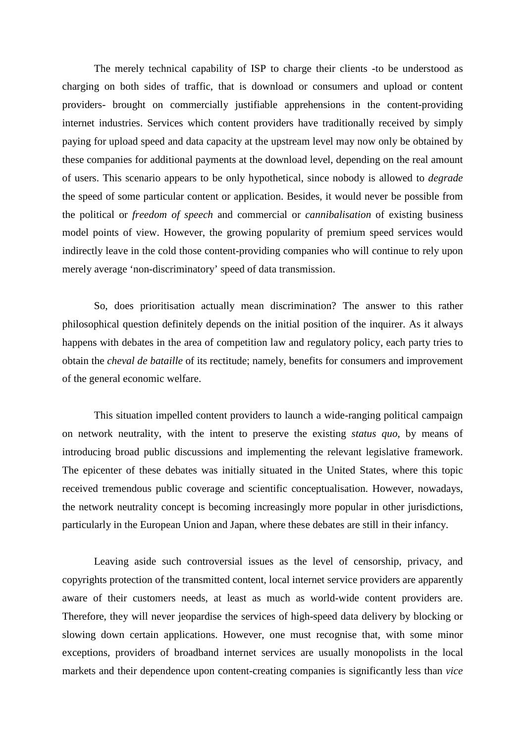The merely technical capability of ISP to charge their clients -to be understood as charging on both sides of traffic, that is download or consumers and upload or content providers- brought on commercially justifiable apprehensions in the content-providing internet industries. Services which content providers have traditionally received by simply paying for upload speed and data capacity at the upstream level may now only be obtained by these companies for additional payments at the download level, depending on the real amount of users. This scenario appears to be only hypothetical, since nobody is allowed to *degrade* the speed of some particular content or application. Besides, it would never be possible from the political or *freedom of speech* and commercial or *cannibalisation* of existing business model points of view. However, the growing popularity of premium speed services would indirectly leave in the cold those content-providing companies who will continue to rely upon merely average 'non-discriminatory' speed of data transmission.

So, does prioritisation actually mean discrimination? The answer to this rather philosophical question definitely depends on the initial position of the inquirer. As it always happens with debates in the area of competition law and regulatory policy, each party tries to obtain the *cheval de bataille* of its rectitude; namely, benefits for consumers and improvement of the general economic welfare.

This situation impelled content providers to launch a wide-ranging political campaign on network neutrality, with the intent to preserve the existing *status quo*, by means of introducing broad public discussions and implementing the relevant legislative framework. The epicenter of these debates was initially situated in the United States, where this topic received tremendous public coverage and scientific conceptualisation. However, nowadays, the network neutrality concept is becoming increasingly more popular in other jurisdictions, particularly in the European Union and Japan, where these debates are still in their infancy.

Leaving aside such controversial issues as the level of censorship, privacy, and copyrights protection of the transmitted content, local internet service providers are apparently aware of their customers needs, at least as much as world-wide content providers are. Therefore, they will never jeopardise the services of high-speed data delivery by blocking or slowing down certain applications. However, one must recognise that, with some minor exceptions, providers of broadband internet services are usually monopolists in the local markets and their dependence upon content-creating companies is significantly less than *vice*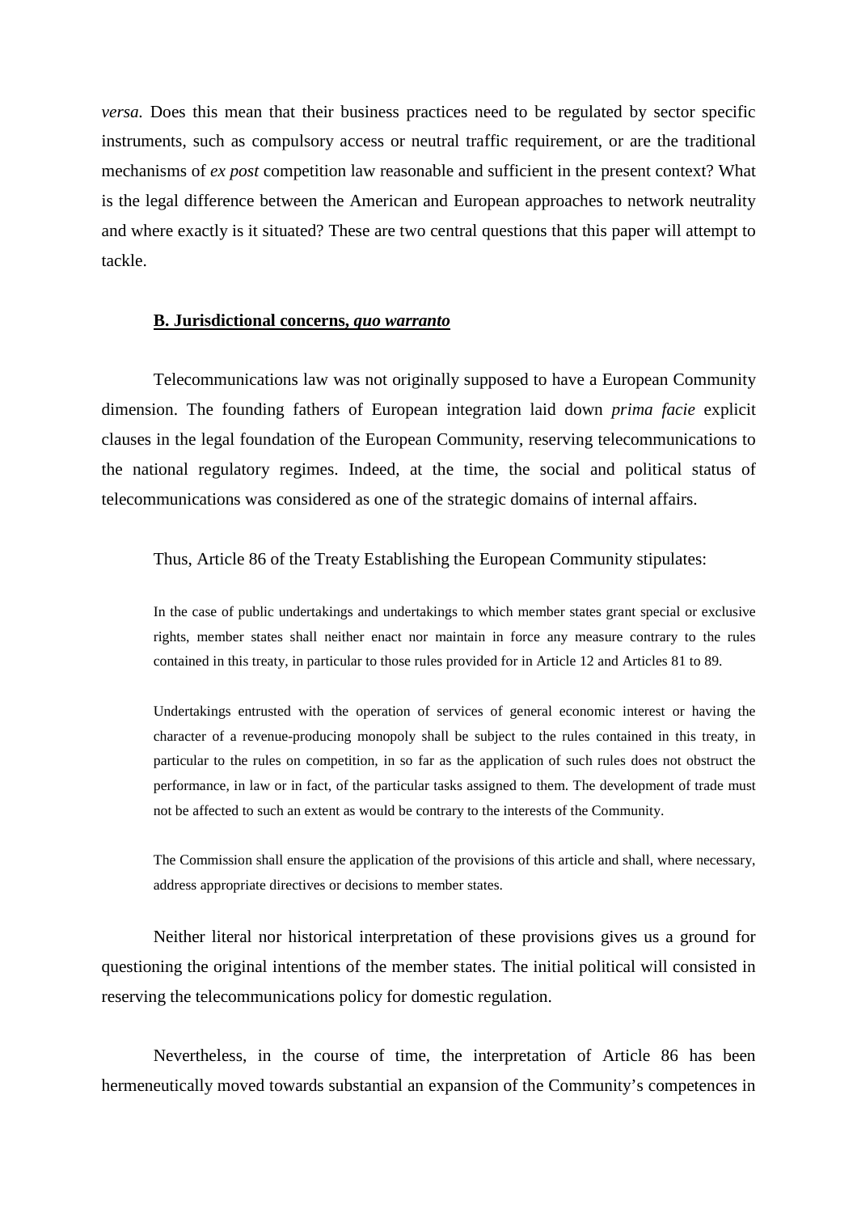*versa.* Does this mean that their business practices need to be regulated by sector specific instruments, such as compulsory access or neutral traffic requirement, or are the traditional mechanisms of *ex post* competition law reasonable and sufficient in the present context? What is the legal difference between the American and European approaches to network neutrality and where exactly is it situated? These are two central questions that this paper will attempt to tackle.

### **B. Jurisdictional concerns, *quo warranto***

Telecommunications law was not originally supposed to have a European Community dimension. The founding fathers of European integration laid down *prima facie* explicit clauses in the legal foundation of the European Community, reserving telecommunications to the national regulatory regimes. Indeed, at the time, the social and political status of telecommunications was considered as one of the strategic domains of internal affairs.

Thus, Article 86 of the Treaty Establishing the European Community stipulates:

> In the case of public undertakings and undertakings to which member states grant special or exclusive rights, member states shall neither enact nor maintain in force any measure contrary to the rules contained in this treaty, in particular to those rules provided for in Article 12 and Articles 81 to 89.
>
> Undertakings entrusted with the operation of services of general economic interest or having the character of a revenue-producing monopoly shall be subject to the rules contained in this treaty, in particular to the rules on competition, in so far as the application of such rules does not obstruct the performance, in law or in fact, of the particular tasks assigned to them. The development of trade must not be affected to such an extent as would be contrary to the interests of the Community.
>
> The Commission shall ensure the application of the provisions of this article and shall, where necessary, address appropriate directives or decisions to member states.

Neither literal nor historical interpretation of these provisions gives us a ground for questioning the original intentions of the member states. The initial political will consisted in reserving the telecommunications policy for domestic regulation.

Nevertheless, in the course of time, the interpretation of Article 86 has been hermeneutically moved towards substantial an expansion of the Community's competences in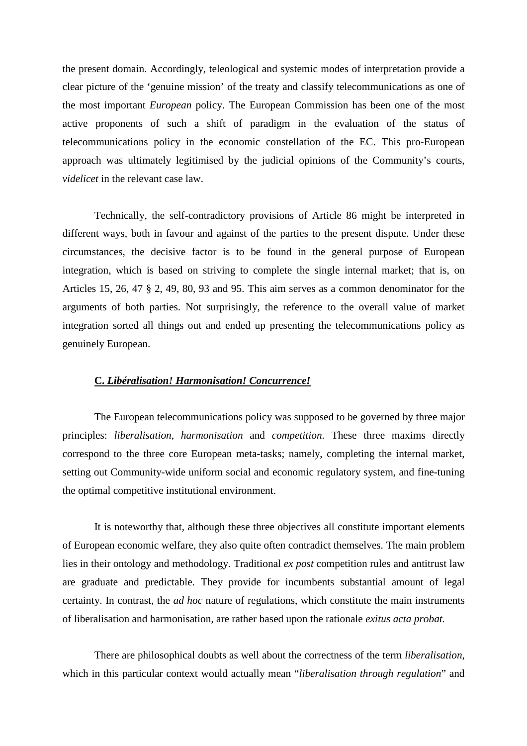the present domain. Accordingly, teleological and systemic modes of interpretation provide a clear picture of the 'genuine mission' of the treaty and classify telecommunications as one of the most important *European* policy. The European Commission has been one of the most active proponents of such a shift of paradigm in the evaluation of the status of telecommunications policy in the economic constellation of the EC. This pro-European approach was ultimately legitimised by the judicial opinions of the Community's courts, *videlicet* in the relevant case law.

Technically, the self-contradictory provisions of Article 86 might be interpreted in different ways, both in favour and against of the parties to the present dispute. Under these circumstances, the decisive factor is to be found in the general purpose of European integration, which is based on striving to complete the single internal market; that is, on Articles 15, 26, 47 § 2, 49, 80, 93 and 95. This aim serves as a common denominator for the arguments of both parties. Not surprisingly, the reference to the overall value of market integration sorted all things out and ended up presenting the telecommunications policy as genuinely European.

### C. ***Libéralisation! Harmonisation! Concurrence!***

The European telecommunications policy was supposed to be governed by three major principles: *liberalisation*, *harmonisation* and *competition*. These three maxims directly correspond to the three core European meta-tasks; namely, completing the internal market, setting out Community-wide uniform social and economic regulatory system, and fine-tuning the optimal competitive institutional environment.

It is noteworthy that, although these three objectives all constitute important elements of European economic welfare, they also quite often contradict themselves. The main problem lies in their ontology and methodology. Traditional *ex post* competition rules and antitrust law are graduate and predictable. They provide for incumbents substantial amount of legal certainty. In contrast, the *ad hoc* nature of regulations, which constitute the main instruments of liberalisation and harmonisation, are rather based upon the rationale *exitus acta probat.*

There are philosophical doubts as well about the correctness of the term *liberalisation*, which in this particular context would actually mean "*liberalisation through regulation*" and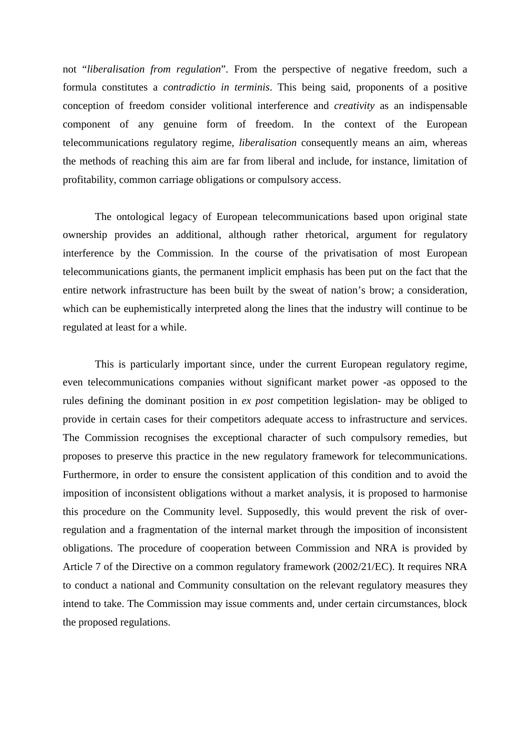not “*liberalisation from regulation*”. From the perspective of negative freedom, such a formula constitutes a *contradictio in terminis*. This being said, proponents of a positive conception of freedom consider volitional interference and *creativity* as an indispensable component of any genuine form of freedom. In the context of the European telecommunications regulatory regime, *liberalisation* consequently means an aim, whereas the methods of reaching this aim are far from liberal and include, for instance, limitation of profitability, common carriage obligations or compulsory access.

The ontological legacy of European telecommunications based upon original state ownership provides an additional, although rather rhetorical, argument for regulatory interference by the Commission. In the course of the privatisation of most European telecommunications giants, the permanent implicit emphasis has been put on the fact that the entire network infrastructure has been built by the sweat of nation’s brow; a consideration, which can be euphemistically interpreted along the lines that the industry will continue to be regulated at least for a while.

This is particularly important since, under the current European regulatory regime, even telecommunications companies without significant market power -as opposed to the rules defining the dominant position in *ex post* competition legislation- may be obliged to provide in certain cases for their competitors adequate access to infrastructure and services. The Commission recognises the exceptional character of such compulsory remedies, but proposes to preserve this practice in the new regulatory framework for telecommunications. Furthermore, in order to ensure the consistent application of this condition and to avoid the imposition of inconsistent obligations without a market analysis, it is proposed to harmonise this procedure on the Community level. Supposedly, this would prevent the risk of over-regulation and a fragmentation of the internal market through the imposition of inconsistent obligations. The procedure of cooperation between Commission and NRA is provided by Article 7 of the Directive on a common regulatory framework (2002/21/EC). It requires NRA to conduct a national and Community consultation on the relevant regulatory measures they intend to take. The Commission may issue comments and, under certain circumstances, block the proposed regulations.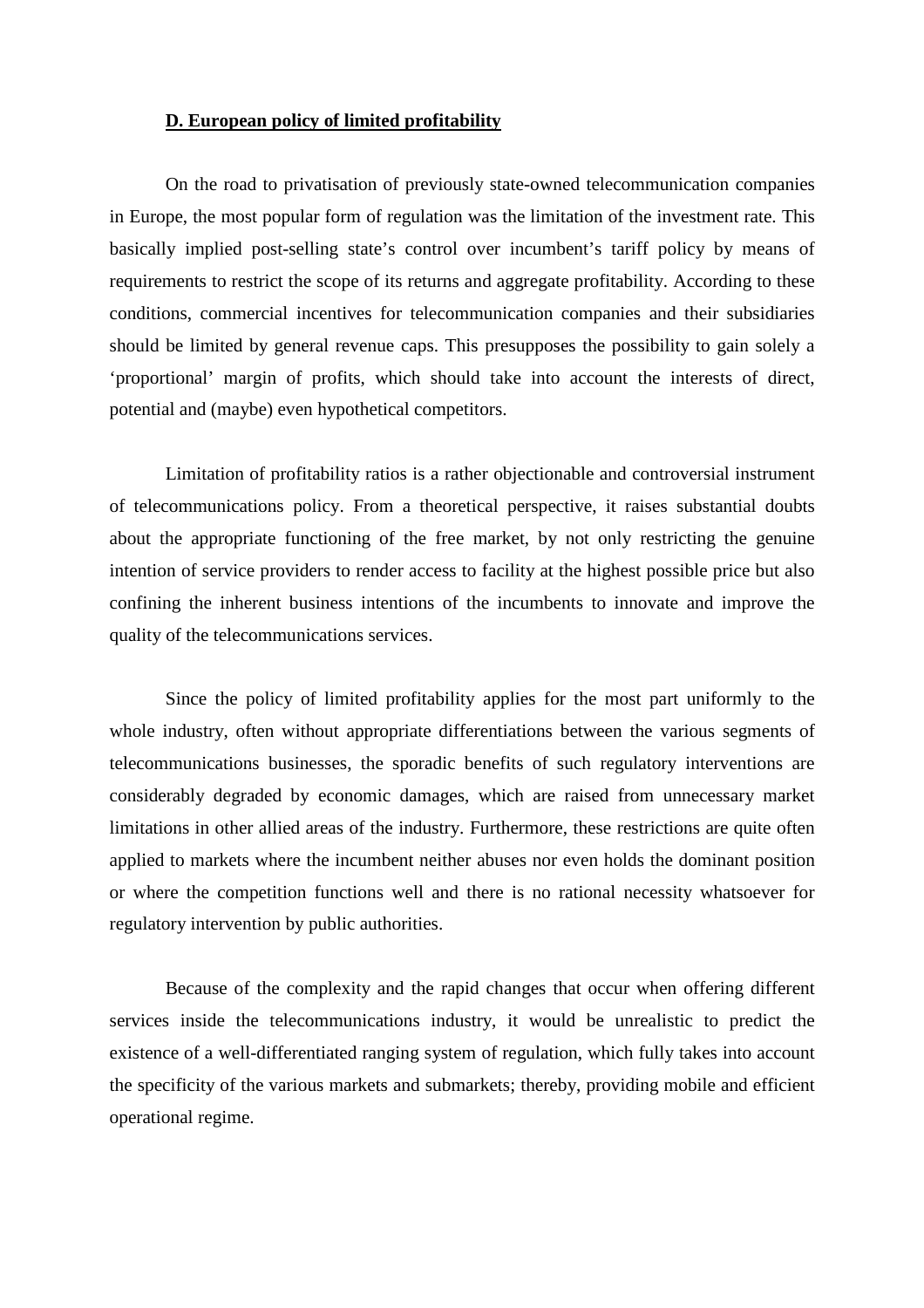**D. European policy of limited profitability**

On the road to privatisation of previously state-owned telecommunication companies in Europe, the most popular form of regulation was the limitation of the investment rate. This basically implied post-selling state's control over incumbent's tariff policy by means of requirements to restrict the scope of its returns and aggregate profitability. According to these conditions, commercial incentives for telecommunication companies and their subsidiaries should be limited by general revenue caps. This presupposes the possibility to gain solely a 'proportional' margin of profits, which should take into account the interests of direct, potential and (maybe) even hypothetical competitors.

Limitation of profitability ratios is a rather objectionable and controversial instrument of telecommunications policy. From a theoretical perspective, it raises substantial doubts about the appropriate functioning of the free market, by not only restricting the genuine intention of service providers to render access to facility at the highest possible price but also confining the inherent business intentions of the incumbents to innovate and improve the quality of the telecommunications services.

Since the policy of limited profitability applies for the most part uniformly to the whole industry, often without appropriate differentiations between the various segments of telecommunications businesses, the sporadic benefits of such regulatory interventions are considerably degraded by economic damages, which are raised from unnecessary market limitations in other allied areas of the industry. Furthermore, these restrictions are quite often applied to markets where the incumbent neither abuses nor even holds the dominant position or where the competition functions well and there is no rational necessity whatsoever for regulatory intervention by public authorities.

Because of the complexity and the rapid changes that occur when offering different services inside the telecommunications industry, it would be unrealistic to predict the existence of a well-differentiated ranging system of regulation, which fully takes into account the specificity of the various markets and submarkets; thereby, providing mobile and efficient operational regime.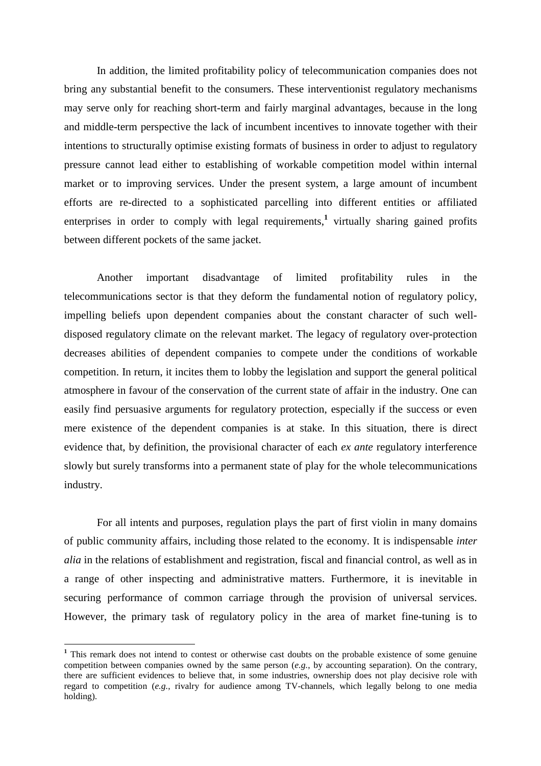In addition, the limited profitability policy of telecommunication companies does not bring any substantial benefit to the consumers. These interventionist regulatory mechanisms may serve only for reaching short-term and fairly marginal advantages, because in the long and middle-term perspective the lack of incumbent incentives to innovate together with their intentions to structurally optimise existing formats of business in order to adjust to regulatory pressure cannot lead either to establishing of workable competition model within internal market or to improving services. Under the present system, a large amount of incumbent efforts are re-directed to a sophisticated parcelling into different entities or affiliated enterprises in order to comply with legal requirements,[1] virtually sharing gained profits between different pockets of the same jacket.

Another important disadvantage of limited profitability rules in the telecommunications sector is that they deform the fundamental notion of regulatory policy, impelling beliefs upon dependent companies about the constant character of such well-disposed regulatory climate on the relevant market. The legacy of regulatory over-protection decreases abilities of dependent companies to compete under the conditions of workable competition. In return, it incites them to lobby the legislation and support the general political atmosphere in favour of the conservation of the current state of affair in the industry. One can easily find persuasive arguments for regulatory protection, especially if the success or even mere existence of the dependent companies is at stake. In this situation, there is direct evidence that, by definition, the provisional character of each *ex ante* regulatory interference slowly but surely transforms into a permanent state of play for the whole telecommunications industry.

For all intents and purposes, regulation plays the part of first violin in many domains of public community affairs, including those related to the economy. It is indispensable *inter alia* in the relations of establishment and registration, fiscal and financial control, as well as in a range of other inspecting and administrative matters. Furthermore, it is inevitable in securing performance of common carriage through the provision of universal services. However, the primary task of regulatory policy in the area of market fine-tuning is to

---

[1] This remark does not intend to contest or otherwise cast doubts on the probable existence of some genuine competition between companies owned by the same person (*e.g.*, by accounting separation). On the contrary, there are sufficient evidences to believe that, in some industries, ownership does not play decisive role with regard to competition (*e.g.*, rivalry for audience among TV-channels, which legally belong to one media holding).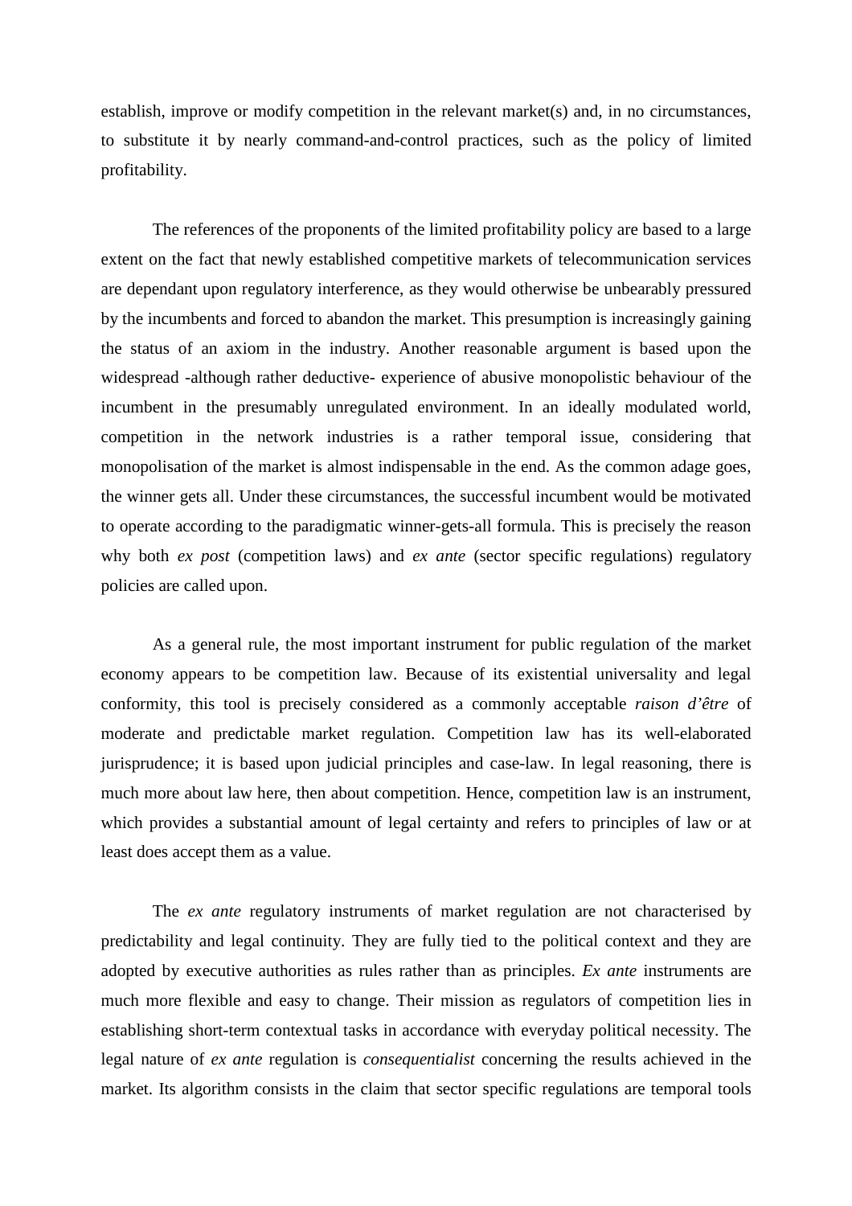establish, improve or modify competition in the relevant market(s) and, in no circumstances, to substitute it by nearly command-and-control practices, such as the policy of limited profitability.

The references of the proponents of the limited profitability policy are based to a large extent on the fact that newly established competitive markets of telecommunication services are dependant upon regulatory interference, as they would otherwise be unbearably pressured by the incumbents and forced to abandon the market. This presumption is increasingly gaining the status of an axiom in the industry. Another reasonable argument is based upon the widespread -although rather deductive- experience of abusive monopolistic behaviour of the incumbent in the presumably unregulated environment. In an ideally modulated world, competition in the network industries is a rather temporal issue, considering that monopolisation of the market is almost indispensable in the end. As the common adage goes, the winner gets all. Under these circumstances, the successful incumbent would be motivated to operate according to the paradigmatic winner-gets-all formula. This is precisely the reason why both *ex post* (competition laws) and *ex ante* (sector specific regulations) regulatory policies are called upon.

As a general rule, the most important instrument for public regulation of the market economy appears to be competition law. Because of its existential universality and legal conformity, this tool is precisely considered as a commonly acceptable *raison d'être* of moderate and predictable market regulation. Competition law has its well-elaborated jurisprudence; it is based upon judicial principles and case-law. In legal reasoning, there is much more about law here, then about competition. Hence, competition law is an instrument, which provides a substantial amount of legal certainty and refers to principles of law or at least does accept them as a value.

The *ex ante* regulatory instruments of market regulation are not characterised by predictability and legal continuity. They are fully tied to the political context and they are adopted by executive authorities as rules rather than as principles. *Ex ante* instruments are much more flexible and easy to change. Their mission as regulators of competition lies in establishing short-term contextual tasks in accordance with everyday political necessity. The legal nature of *ex ante* regulation is *consequentialist* concerning the results achieved in the market. Its algorithm consists in the claim that sector specific regulations are temporal tools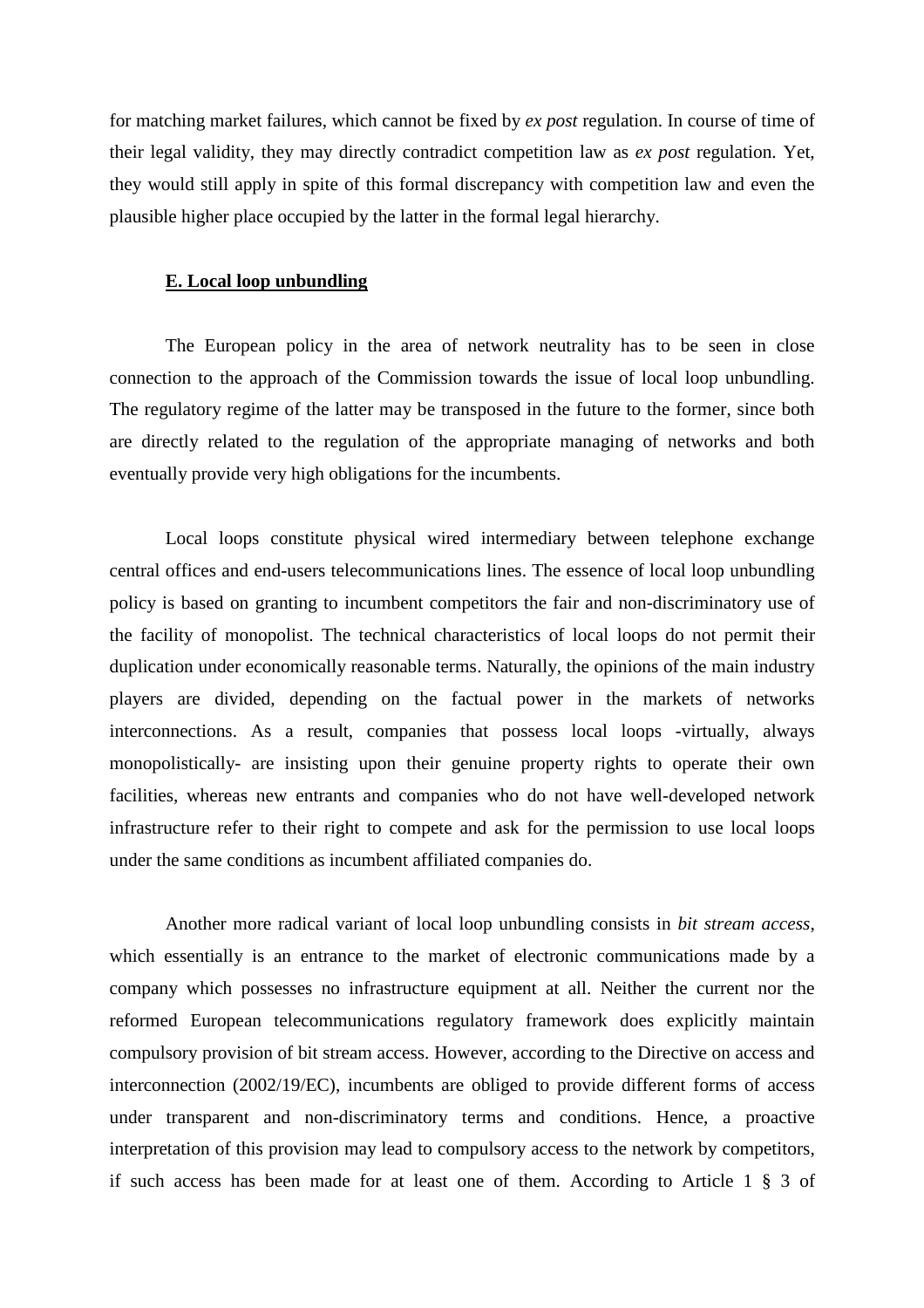for matching market failures, which cannot be fixed by *ex post* regulation. In course of time of their legal validity, they may directly contradict competition law as *ex post* regulation. Yet, they would still apply in spite of this formal discrepancy with competition law and even the plausible higher place occupied by the latter in the formal legal hierarchy.

## E. Local loop unbundling

The European policy in the area of network neutrality has to be seen in close connection to the approach of the Commission towards the issue of local loop unbundling. The regulatory regime of the latter may be transposed in the future to the former, since both are directly related to the regulation of the appropriate managing of networks and both eventually provide very high obligations for the incumbents.

Local loops constitute physical wired intermediary between telephone exchange central offices and end-users telecommunications lines. The essence of local loop unbundling policy is based on granting to incumbent competitors the fair and non-discriminatory use of the facility of monopolist. The technical characteristics of local loops do not permit their duplication under economically reasonable terms. Naturally, the opinions of the main industry players are divided, depending on the factual power in the markets of networks interconnections. As a result, companies that possess local loops -virtually, always monopolistically- are insisting upon their genuine property rights to operate their own facilities, whereas new entrants and companies who do not have well-developed network infrastructure refer to their right to compete and ask for the permission to use local loops under the same conditions as incumbent affiliated companies do.

Another more radical variant of local loop unbundling consists in *bit stream access*, which essentially is an entrance to the market of electronic communications made by a company which possesses no infrastructure equipment at all. Neither the current nor the reformed European telecommunications regulatory framework does explicitly maintain compulsory provision of bit stream access. However, according to the Directive on access and interconnection (2002/19/EC), incumbents are obliged to provide different forms of access under transparent and non-discriminatory terms and conditions. Hence, a proactive interpretation of this provision may lead to compulsory access to the network by competitors, if such access has been made for at least one of them. According to Article 1 § 3 of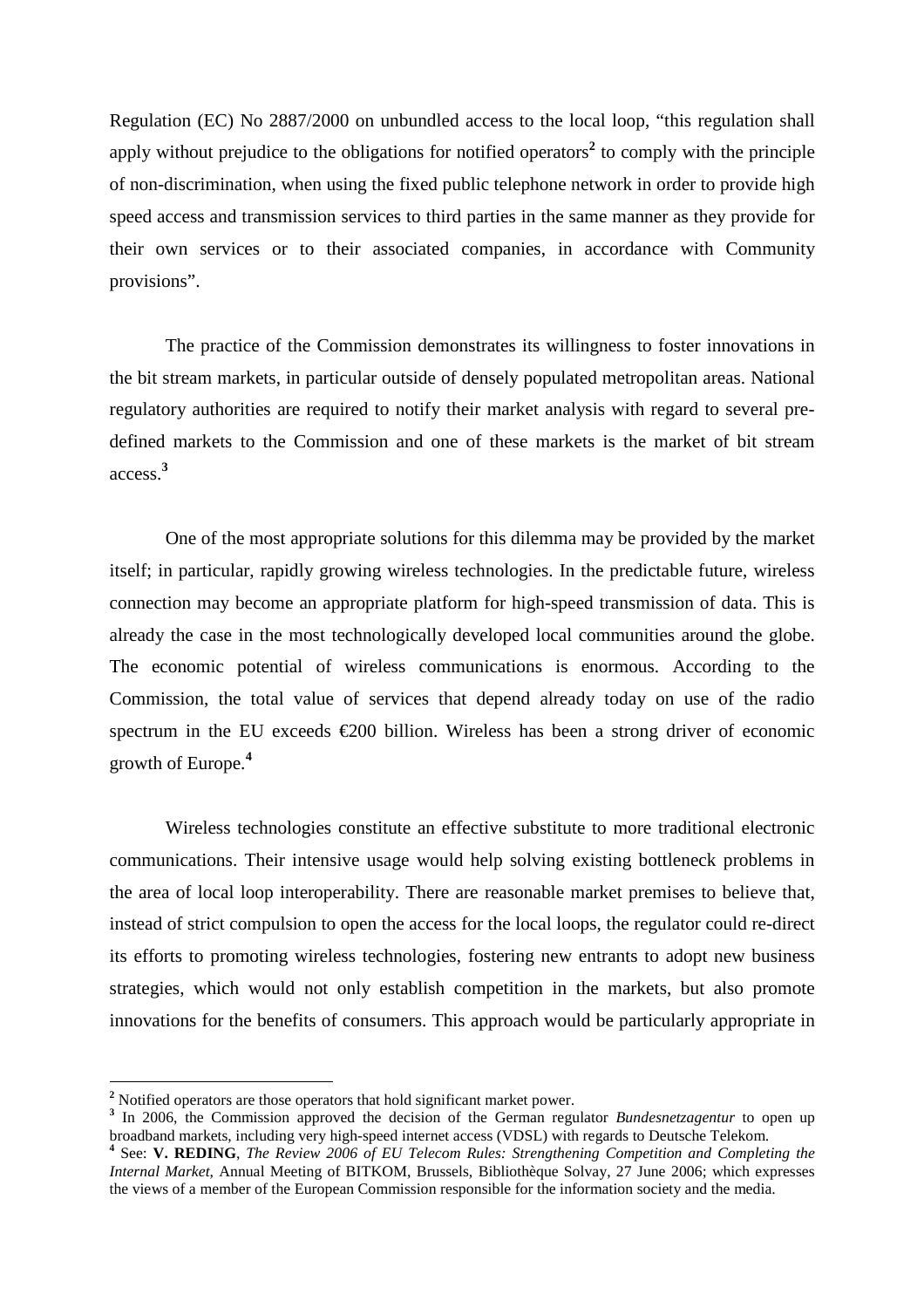Regulation (EC) No 2887/2000 on unbundled access to the local loop, "this regulation shall apply without prejudice to the obligations for notified operators[2] to comply with the principle of non-discrimination, when using the fixed public telephone network in order to provide high speed access and transmission services to third parties in the same manner as they provide for their own services or to their associated companies, in accordance with Community provisions".

The practice of the Commission demonstrates its willingness to foster innovations in the bit stream markets, in particular outside of densely populated metropolitan areas. National regulatory authorities are required to notify their market analysis with regard to several pre-defined markets to the Commission and one of these markets is the market of bit stream access.[3]

One of the most appropriate solutions for this dilemma may be provided by the market itself; in particular, rapidly growing wireless technologies. In the predictable future, wireless connection may become an appropriate platform for high-speed transmission of data. This is already the case in the most technologically developed local communities around the globe. The economic potential of wireless communications is enormous. According to the Commission, the total value of services that depend already today on use of the radio spectrum in the EU exceeds €200 billion. Wireless has been a strong driver of economic growth of Europe.[4]

Wireless technologies constitute an effective substitute to more traditional electronic communications. Their intensive usage would help solving existing bottleneck problems in the area of local loop interoperability. There are reasonable market premises to believe that, instead of strict compulsion to open the access for the local loops, the regulator could re-direct its efforts to promoting wireless technologies, fostering new entrants to adopt new business strategies, which would not only establish competition in the markets, but also promote innovations for the benefits of consumers. This approach would be particularly appropriate in

---

[2] Notified operators are those operators that hold significant market power.

[3] In 2006, the Commission approved the decision of the German regulator *Bundesnetzagentur* to open up broadband markets, including very high-speed internet access (VDSL) with regards to Deutsche Telekom.

[4] See: **V. REDING**, *The Review 2006 of EU Telecom Rules: Strengthening Competition and Completing the Internal Market,* Annual Meeting of BITKOM, Brussels, Bibliothèque Solvay, 27 June 2006; which expresses the views of a member of the European Commission responsible for the information society and the media.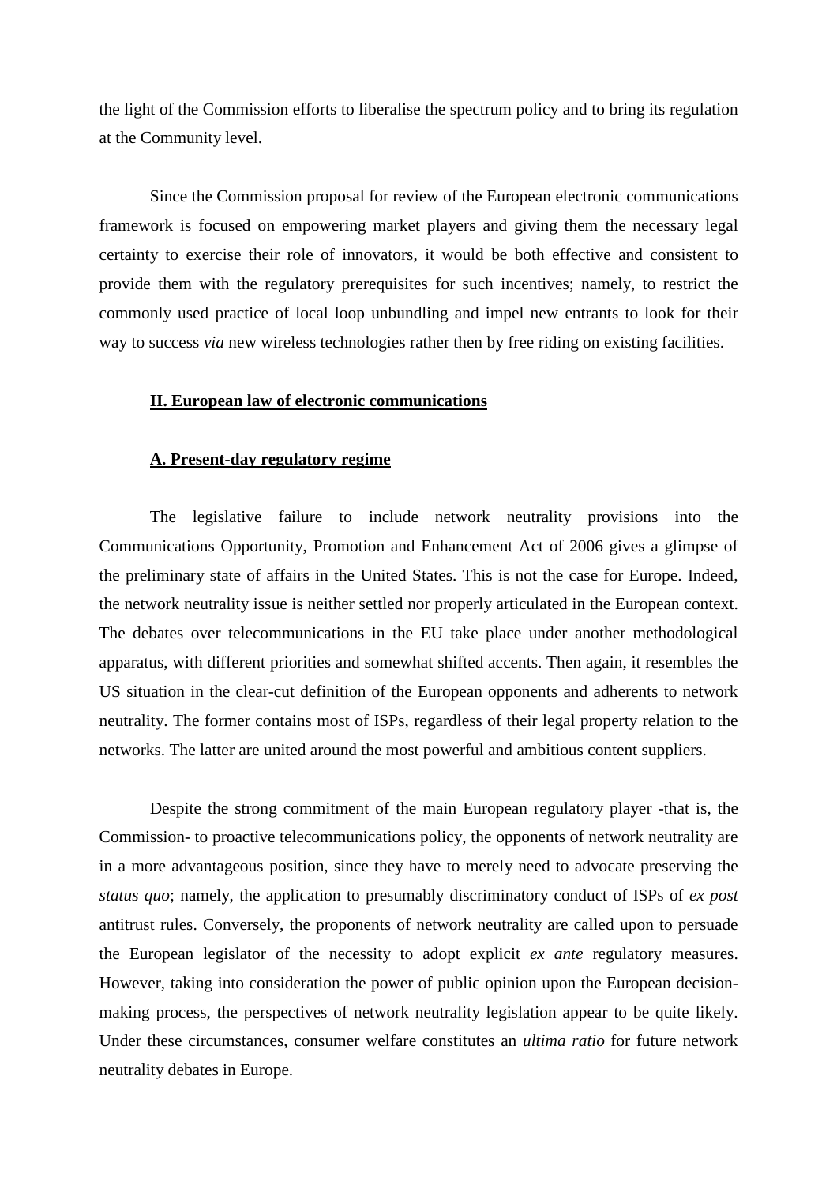the light of the Commission efforts to liberalise the spectrum policy and to bring its regulation at the Community level.

Since the Commission proposal for review of the European electronic communications framework is focused on empowering market players and giving them the necessary legal certainty to exercise their role of innovators, it would be both effective and consistent to provide them with the regulatory prerequisites for such incentives; namely, to restrict the commonly used practice of local loop unbundling and impel new entrants to look for their way to success *via* new wireless technologies rather then by free riding on existing facilities.

## II. European law of electronic communications

### A. Present-day regulatory regime

The legislative failure to include network neutrality provisions into the Communications Opportunity, Promotion and Enhancement Act of 2006 gives a glimpse of the preliminary state of affairs in the United States. This is not the case for Europe. Indeed, the network neutrality issue is neither settled nor properly articulated in the European context. The debates over telecommunications in the EU take place under another methodological apparatus, with different priorities and somewhat shifted accents. Then again, it resembles the US situation in the clear-cut definition of the European opponents and adherents to network neutrality. The former contains most of ISPs, regardless of their legal property relation to the networks. The latter are united around the most powerful and ambitious content suppliers.

Despite the strong commitment of the main European regulatory player -that is, the Commission- to proactive telecommunications policy, the opponents of network neutrality are in a more advantageous position, since they have to merely need to advocate preserving the *status quo*; namely, the application to presumably discriminatory conduct of ISPs of *ex post* antitrust rules. Conversely, the proponents of network neutrality are called upon to persuade the European legislator of the necessity to adopt explicit *ex ante* regulatory measures. However, taking into consideration the power of public opinion upon the European decision-making process, the perspectives of network neutrality legislation appear to be quite likely. Under these circumstances, consumer welfare constitutes an *ultima ratio* for future network neutrality debates in Europe.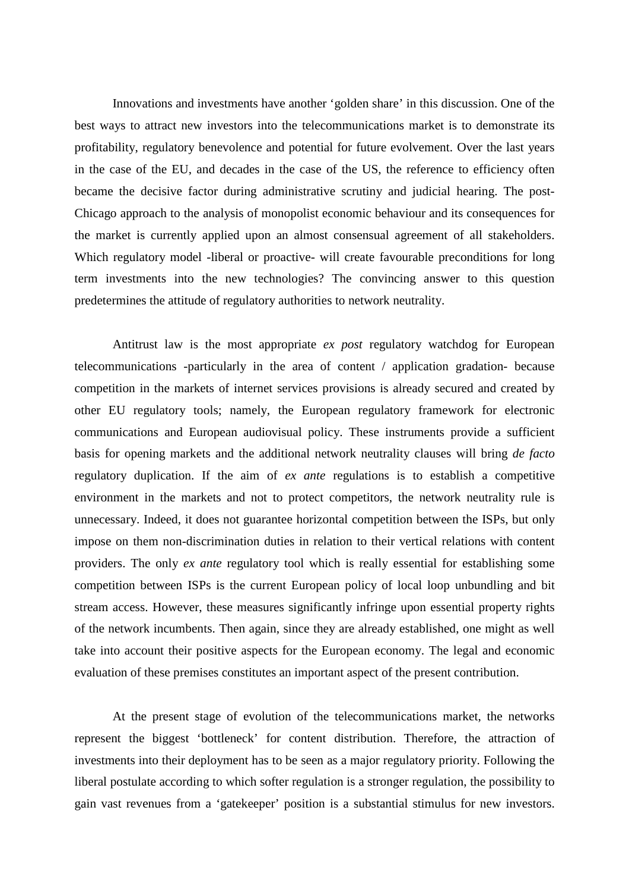Innovations and investments have another 'golden share' in this discussion. One of the best ways to attract new investors into the telecommunications market is to demonstrate its profitability, regulatory benevolence and potential for future evolvement. Over the last years in the case of the EU, and decades in the case of the US, the reference to efficiency often became the decisive factor during administrative scrutiny and judicial hearing. The post-Chicago approach to the analysis of monopolist economic behaviour and its consequences for the market is currently applied upon an almost consensual agreement of all stakeholders. Which regulatory model -liberal or proactive- will create favourable preconditions for long term investments into the new technologies? The convincing answer to this question predetermines the attitude of regulatory authorities to network neutrality.

Antitrust law is the most appropriate *ex post* regulatory watchdog for European telecommunications -particularly in the area of content / application gradation- because competition in the markets of internet services provisions is already secured and created by other EU regulatory tools; namely, the European regulatory framework for electronic communications and European audiovisual policy. These instruments provide a sufficient basis for opening markets and the additional network neutrality clauses will bring *de facto* regulatory duplication. If the aim of *ex ante* regulations is to establish a competitive environment in the markets and not to protect competitors, the network neutrality rule is unnecessary. Indeed, it does not guarantee horizontal competition between the ISPs, but only impose on them non-discrimination duties in relation to their vertical relations with content providers. The only *ex ante* regulatory tool which is really essential for establishing some competition between ISPs is the current European policy of local loop unbundling and bit stream access. However, these measures significantly infringe upon essential property rights of the network incumbents. Then again, since they are already established, one might as well take into account their positive aspects for the European economy. The legal and economic evaluation of these premises constitutes an important aspect of the present contribution.

At the present stage of evolution of the telecommunications market, the networks represent the biggest 'bottleneck' for content distribution. Therefore, the attraction of investments into their deployment has to be seen as a major regulatory priority. Following the liberal postulate according to which softer regulation is a stronger regulation, the possibility to gain vast revenues from a 'gatekeeper' position is a substantial stimulus for new investors.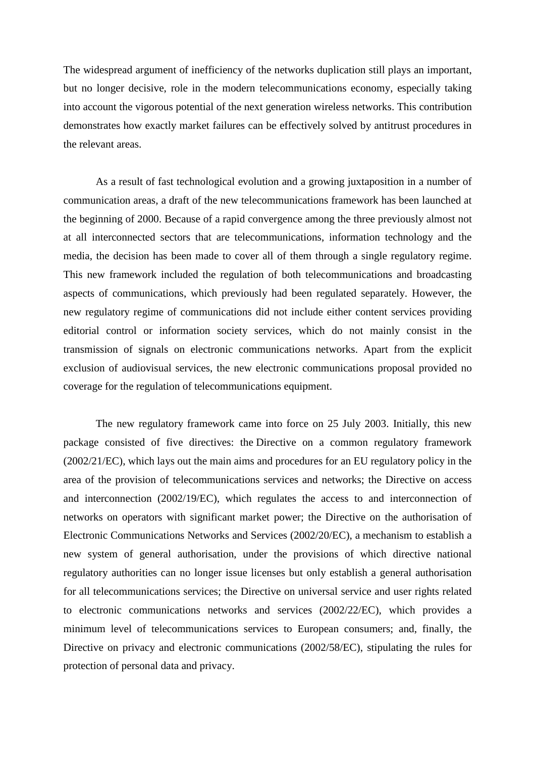The widespread argument of inefficiency of the networks duplication still plays an important, but no longer decisive, role in the modern telecommunications economy, especially taking into account the vigorous potential of the next generation wireless networks. This contribution demonstrates how exactly market failures can be effectively solved by antitrust procedures in the relevant areas.

As a result of fast technological evolution and a growing juxtaposition in a number of communication areas, a draft of the new telecommunications framework has been launched at the beginning of 2000. Because of a rapid convergence among the three previously almost not at all interconnected sectors that are telecommunications, information technology and the media, the decision has been made to cover all of them through a single regulatory regime. This new framework included the regulation of both telecommunications and broadcasting aspects of communications, which previously had been regulated separately. However, the new regulatory regime of communications did not include either content services providing editorial control or information society services, which do not mainly consist in the transmission of signals on electronic communications networks. Apart from the explicit exclusion of audiovisual services, the new electronic communications proposal provided no coverage for the regulation of telecommunications equipment.

The new regulatory framework came into force on 25 July 2003. Initially, this new package consisted of five directives: the Directive on a common regulatory framework (2002/21/EC), which lays out the main aims and procedures for an EU regulatory policy in the area of the provision of telecommunications services and networks; the Directive on access and interconnection (2002/19/EC), which regulates the access to and interconnection of networks on operators with significant market power; the Directive on the authorisation of Electronic Communications Networks and Services (2002/20/EC), a mechanism to establish a new system of general authorisation, under the provisions of which directive national regulatory authorities can no longer issue licenses but only establish a general authorisation for all telecommunications services; the Directive on universal service and user rights related to electronic communications networks and services (2002/22/EC), which provides a minimum level of telecommunications services to European consumers; and, finally, the Directive on privacy and electronic communications (2002/58/EC), stipulating the rules for protection of personal data and privacy.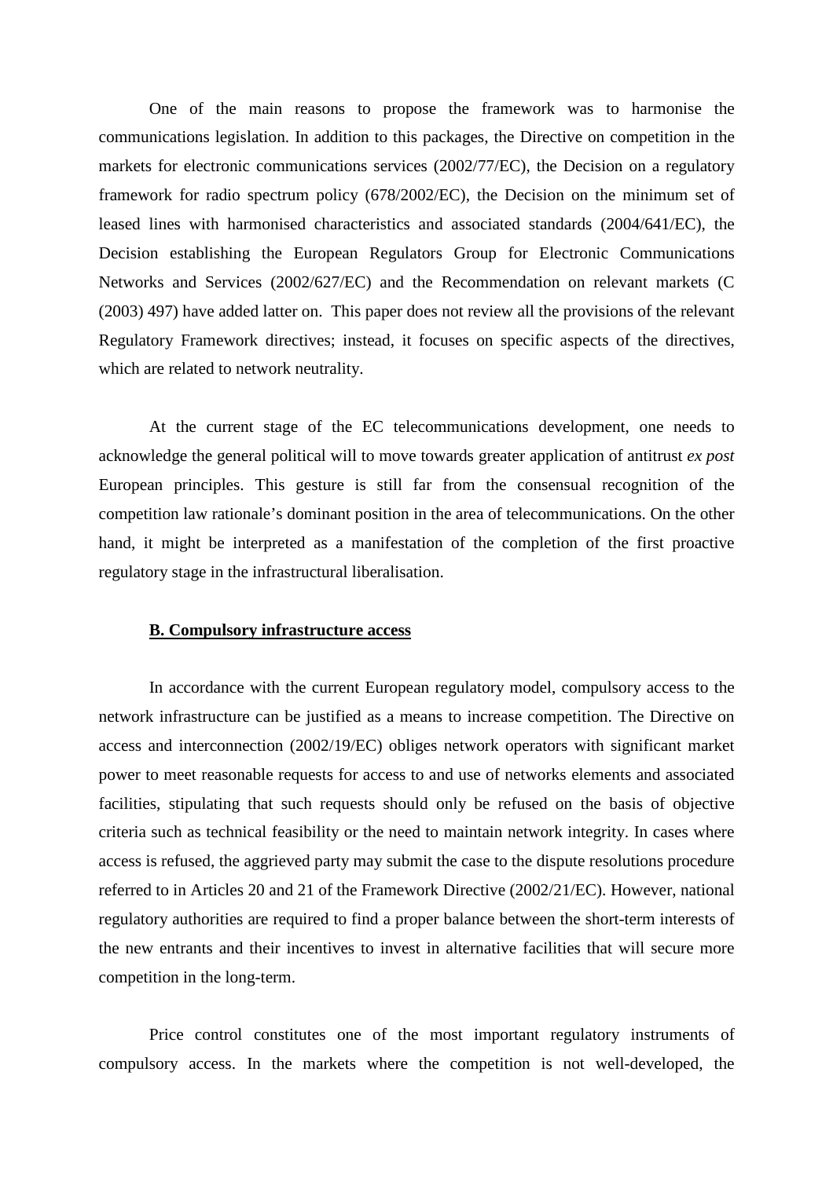One of the main reasons to propose the framework was to harmonise the communications legislation. In addition to this packages, the Directive on competition in the markets for electronic communications services (2002/77/EC), the Decision on a regulatory framework for radio spectrum policy (678/2002/EC), the Decision on the minimum set of leased lines with harmonised characteristics and associated standards (2004/641/EC), the Decision establishing the European Regulators Group for Electronic Communications Networks and Services (2002/627/EC) and the Recommendation on relevant markets (C (2003) 497) have added latter on. This paper does not review all the provisions of the relevant Regulatory Framework directives; instead, it focuses on specific aspects of the directives, which are related to network neutrality.

At the current stage of the EC telecommunications development, one needs to acknowledge the general political will to move towards greater application of antitrust *ex post* European principles. This gesture is still far from the consensual recognition of the competition law rationale's dominant position in the area of telecommunications. On the other hand, it might be interpreted as a manifestation of the completion of the first proactive regulatory stage in the infrastructural liberalisation.

## **B. Compulsory infrastructure access**

In accordance with the current European regulatory model, compulsory access to the network infrastructure can be justified as a means to increase competition. The Directive on access and interconnection (2002/19/EC) obliges network operators with significant market power to meet reasonable requests for access to and use of networks elements and associated facilities, stipulating that such requests should only be refused on the basis of objective criteria such as technical feasibility or the need to maintain network integrity. In cases where access is refused, the aggrieved party may submit the case to the dispute resolutions procedure referred to in Articles 20 and 21 of the Framework Directive (2002/21/EC). However, national regulatory authorities are required to find a proper balance between the short-term interests of the new entrants and their incentives to invest in alternative facilities that will secure more competition in the long-term.

Price control constitutes one of the most important regulatory instruments of compulsory access. In the markets where the competition is not well-developed, the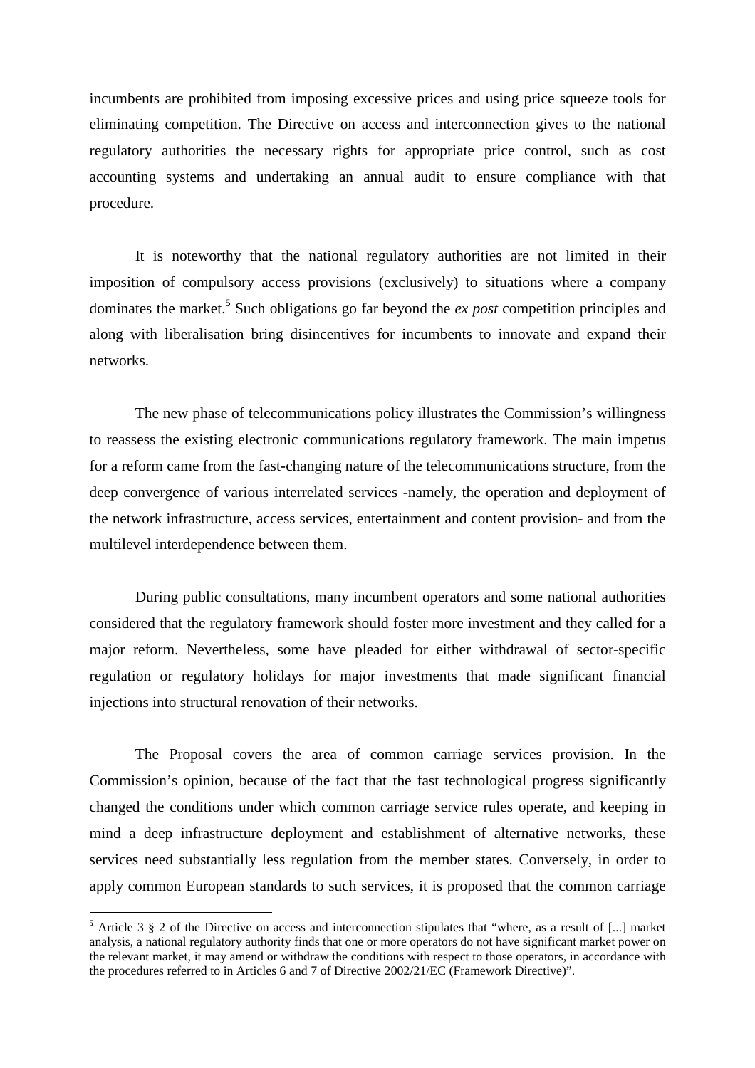incumbents are prohibited from imposing excessive prices and using price squeeze tools for eliminating competition. The Directive on access and interconnection gives to the national regulatory authorities the necessary rights for appropriate price control, such as cost accounting systems and undertaking an annual audit to ensure compliance with that procedure.

It is noteworthy that the national regulatory authorities are not limited in their imposition of compulsory access provisions (exclusively) to situations where a company dominates the market.[5] Such obligations go far beyond the *ex post* competition principles and along with liberalisation bring disincentives for incumbents to innovate and expand their networks.

The new phase of telecommunications policy illustrates the Commission's willingness to reassess the existing electronic communications regulatory framework. The main impetus for a reform came from the fast-changing nature of the telecommunications structure, from the deep convergence of various interrelated services -namely, the operation and deployment of the network infrastructure, access services, entertainment and content provision- and from the multilevel interdependence between them.

During public consultations, many incumbent operators and some national authorities considered that the regulatory framework should foster more investment and they called for a major reform. Nevertheless, some have pleaded for either withdrawal of sector-specific regulation or regulatory holidays for major investments that made significant financial injections into structural renovation of their networks.

The Proposal covers the area of common carriage services provision. In the Commission's opinion, because of the fact that the fast technological progress significantly changed the conditions under which common carriage service rules operate, and keeping in mind a deep infrastructure deployment and establishment of alternative networks, these services need substantially less regulation from the member states. Conversely, in order to apply common European standards to such services, it is proposed that the common carriage

[5] Article 3 § 2 of the Directive on access and interconnection stipulates that "where, as a result of [...] market analysis, a national regulatory authority finds that one or more operators do not have significant market power on the relevant market, it may amend or withdraw the conditions with respect to those operators, in accordance with the procedures referred to in Articles 6 and 7 of Directive 2002/21/EC (Framework Directive)".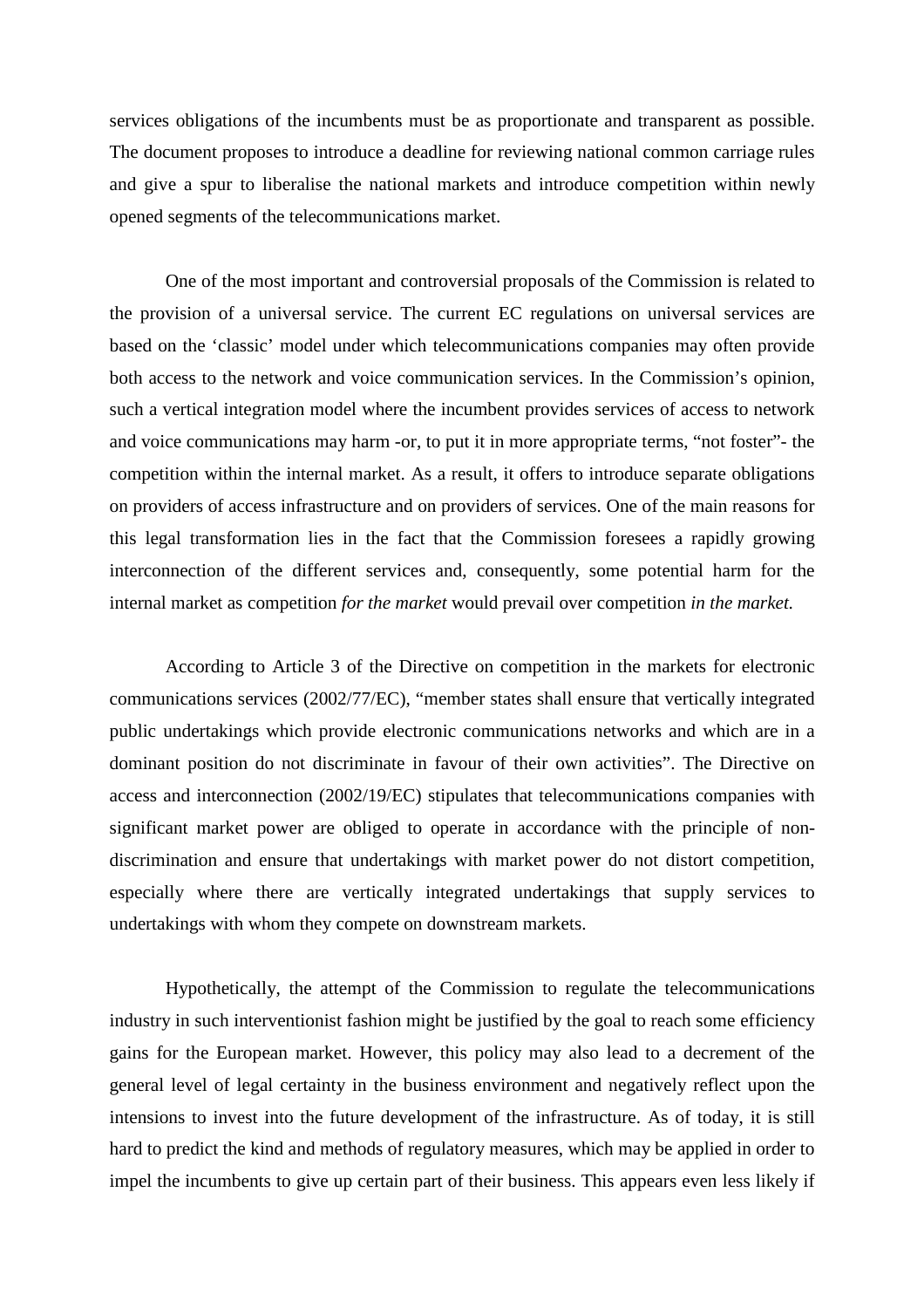services obligations of the incumbents must be as proportionate and transparent as possible. The document proposes to introduce a deadline for reviewing national common carriage rules and give a spur to liberalise the national markets and introduce competition within newly opened segments of the telecommunications market.

One of the most important and controversial proposals of the Commission is related to the provision of a universal service. The current EC regulations on universal services are based on the 'classic' model under which telecommunications companies may often provide both access to the network and voice communication services. In the Commission's opinion, such a vertical integration model where the incumbent provides services of access to network and voice communications may harm -or, to put it in more appropriate terms, "not foster"- the competition within the internal market. As a result, it offers to introduce separate obligations on providers of access infrastructure and on providers of services. One of the main reasons for this legal transformation lies in the fact that the Commission foresees a rapidly growing interconnection of the different services and, consequently, some potential harm for the internal market as competition *for the market* would prevail over competition *in the market.*

According to Article 3 of the Directive on competition in the markets for electronic communications services (2002/77/EC), "member states shall ensure that vertically integrated public undertakings which provide electronic communications networks and which are in a dominant position do not discriminate in favour of their own activities". The Directive on access and interconnection (2002/19/EC) stipulates that telecommunications companies with significant market power are obliged to operate in accordance with the principle of non-discrimination and ensure that undertakings with market power do not distort competition, especially where there are vertically integrated undertakings that supply services to undertakings with whom they compete on downstream markets.

Hypothetically, the attempt of the Commission to regulate the telecommunications industry in such interventionist fashion might be justified by the goal to reach some efficiency gains for the European market. However, this policy may also lead to a decrement of the general level of legal certainty in the business environment and negatively reflect upon the intensions to invest into the future development of the infrastructure. As of today, it is still hard to predict the kind and methods of regulatory measures, which may be applied in order to impel the incumbents to give up certain part of their business. This appears even less likely if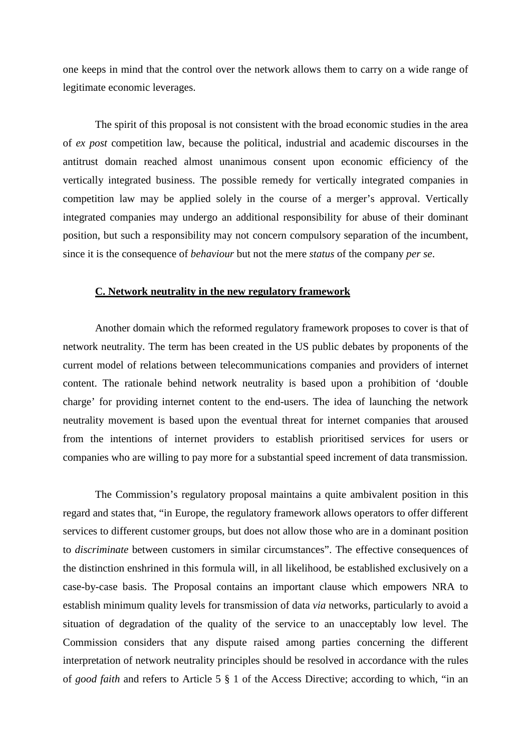one keeps in mind that the control over the network allows them to carry on a wide range of legitimate economic leverages.

The spirit of this proposal is not consistent with the broad economic studies in the area of *ex post* competition law, because the political, industrial and academic discourses in the antitrust domain reached almost unanimous consent upon economic efficiency of the vertically integrated business. The possible remedy for vertically integrated companies in competition law may be applied solely in the course of a merger's approval. Vertically integrated companies may undergo an additional responsibility for abuse of their dominant position, but such a responsibility may not concern compulsory separation of the incumbent, since it is the consequence of *behaviour* but not the mere *status* of the company *per se*.

### C. Network neutrality in the new regulatory framework

Another domain which the reformed regulatory framework proposes to cover is that of network neutrality. The term has been created in the US public debates by proponents of the current model of relations between telecommunications companies and providers of internet content. The rationale behind network neutrality is based upon a prohibition of 'double charge' for providing internet content to the end-users. The idea of launching the network neutrality movement is based upon the eventual threat for internet companies that aroused from the intentions of internet providers to establish prioritised services for users or companies who are willing to pay more for a substantial speed increment of data transmission.

The Commission's regulatory proposal maintains a quite ambivalent position in this regard and states that, "in Europe, the regulatory framework allows operators to offer different services to different customer groups, but does not allow those who are in a dominant position to *discriminate* between customers in similar circumstances". The effective consequences of the distinction enshrined in this formula will, in all likelihood, be established exclusively on a case-by-case basis. The Proposal contains an important clause which empowers NRA to establish minimum quality levels for transmission of data *via* networks, particularly to avoid a situation of degradation of the quality of the service to an unacceptably low level. The Commission considers that any dispute raised among parties concerning the different interpretation of network neutrality principles should be resolved in accordance with the rules of *good faith* and refers to Article 5 § 1 of the Access Directive; according to which, "in an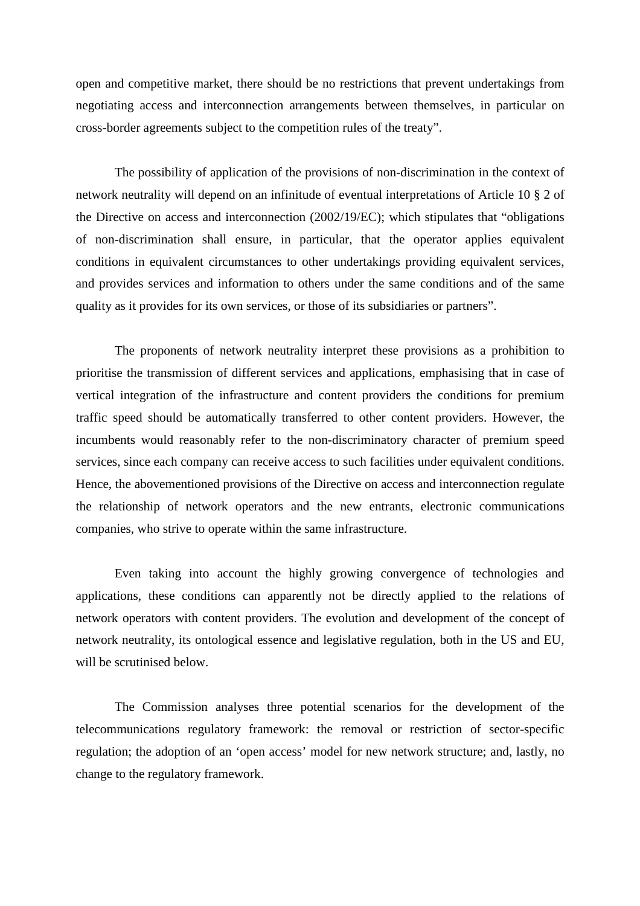open and competitive market, there should be no restrictions that prevent undertakings from negotiating access and interconnection arrangements between themselves, in particular on cross-border agreements subject to the competition rules of the treaty".

The possibility of application of the provisions of non-discrimination in the context of network neutrality will depend on an infinitude of eventual interpretations of Article 10 § 2 of the Directive on access and interconnection (2002/19/EC); which stipulates that "obligations of non-discrimination shall ensure, in particular, that the operator applies equivalent conditions in equivalent circumstances to other undertakings providing equivalent services, and provides services and information to others under the same conditions and of the same quality as it provides for its own services, or those of its subsidiaries or partners".

The proponents of network neutrality interpret these provisions as a prohibition to prioritise the transmission of different services and applications, emphasising that in case of vertical integration of the infrastructure and content providers the conditions for premium traffic speed should be automatically transferred to other content providers. However, the incumbents would reasonably refer to the non-discriminatory character of premium speed services, since each company can receive access to such facilities under equivalent conditions. Hence, the abovementioned provisions of the Directive on access and interconnection regulate the relationship of network operators and the new entrants, electronic communications companies, who strive to operate within the same infrastructure.

Even taking into account the highly growing convergence of technologies and applications, these conditions can apparently not be directly applied to the relations of network operators with content providers. The evolution and development of the concept of network neutrality, its ontological essence and legislative regulation, both in the US and EU, will be scrutinised below.

The Commission analyses three potential scenarios for the development of the telecommunications regulatory framework: the removal or restriction of sector-specific regulation; the adoption of an 'open access' model for new network structure; and, lastly, no change to the regulatory framework.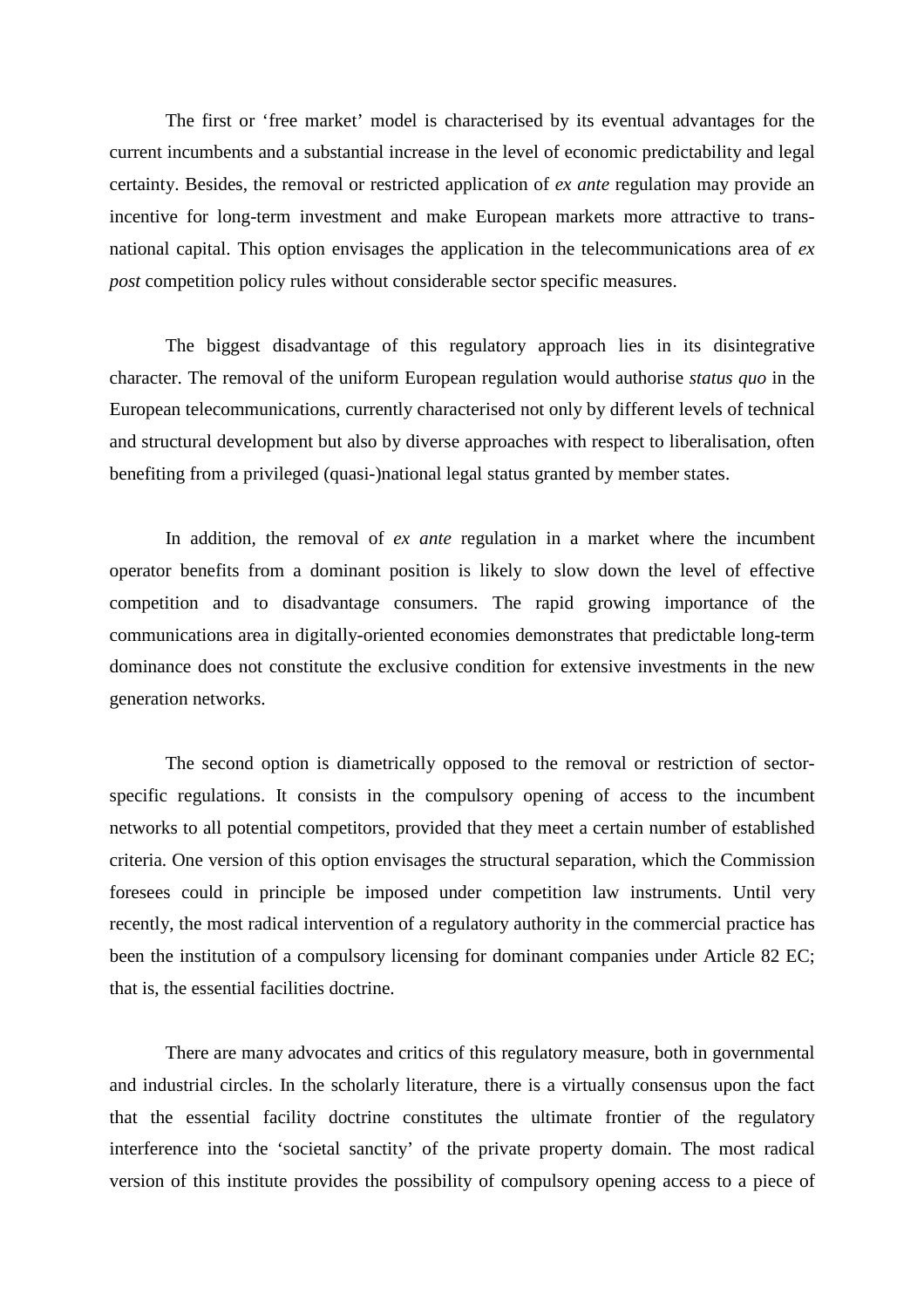The first or 'free market' model is characterised by its eventual advantages for the current incumbents and a substantial increase in the level of economic predictability and legal certainty. Besides, the removal or restricted application of *ex ante* regulation may provide an incentive for long-term investment and make European markets more attractive to trans-national capital. This option envisages the application in the telecommunications area of *ex post* competition policy rules without considerable sector specific measures.

The biggest disadvantage of this regulatory approach lies in its disintegrative character. The removal of the uniform European regulation would authorise *status quo* in the European telecommunications, currently characterised not only by different levels of technical and structural development but also by diverse approaches with respect to liberalisation, often benefiting from a privileged (quasi-)national legal status granted by member states.

In addition, the removal of *ex ante* regulation in a market where the incumbent operator benefits from a dominant position is likely to slow down the level of effective competition and to disadvantage consumers. The rapid growing importance of the communications area in digitally-oriented economies demonstrates that predictable long-term dominance does not constitute the exclusive condition for extensive investments in the new generation networks.

The second option is diametrically opposed to the removal or restriction of sector-specific regulations. It consists in the compulsory opening of access to the incumbent networks to all potential competitors, provided that they meet a certain number of established criteria. One version of this option envisages the structural separation, which the Commission foresees could in principle be imposed under competition law instruments. Until very recently, the most radical intervention of a regulatory authority in the commercial practice has been the institution of a compulsory licensing for dominant companies under Article 82 EC; that is, the essential facilities doctrine.

There are many advocates and critics of this regulatory measure, both in governmental and industrial circles. In the scholarly literature, there is a virtually consensus upon the fact that the essential facility doctrine constitutes the ultimate frontier of the regulatory interference into the 'societal sanctity' of the private property domain. The most radical version of this institute provides the possibility of compulsory opening access to a piece of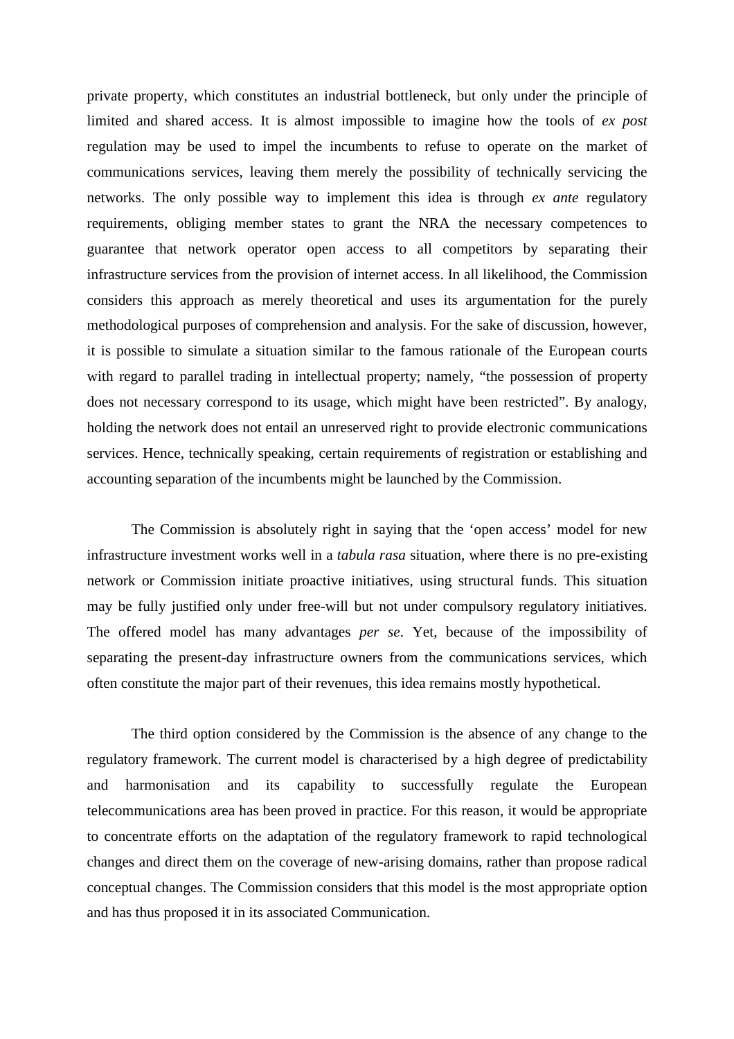private property, which constitutes an industrial bottleneck, but only under the principle of limited and shared access. It is almost impossible to imagine how the tools of *ex post* regulation may be used to impel the incumbents to refuse to operate on the market of communications services, leaving them merely the possibility of technically servicing the networks. The only possible way to implement this idea is through *ex ante* regulatory requirements, obliging member states to grant the NRA the necessary competences to guarantee that network operator open access to all competitors by separating their infrastructure services from the provision of internet access. In all likelihood, the Commission considers this approach as merely theoretical and uses its argumentation for the purely methodological purposes of comprehension and analysis. For the sake of discussion, however, it is possible to simulate a situation similar to the famous rationale of the European courts with regard to parallel trading in intellectual property; namely, "the possession of property does not necessary correspond to its usage, which might have been restricted". By analogy, holding the network does not entail an unreserved right to provide electronic communications services. Hence, technically speaking, certain requirements of registration or establishing and accounting separation of the incumbents might be launched by the Commission.

The Commission is absolutely right in saying that the 'open access' model for new infrastructure investment works well in a *tabula rasa* situation, where there is no pre-existing network or Commission initiate proactive initiatives, using structural funds. This situation may be fully justified only under free-will but not under compulsory regulatory initiatives. The offered model has many advantages *per se*. Yet, because of the impossibility of separating the present-day infrastructure owners from the communications services, which often constitute the major part of their revenues, this idea remains mostly hypothetical.

The third option considered by the Commission is the absence of any change to the regulatory framework. The current model is characterised by a high degree of predictability and harmonisation and its capability to successfully regulate the European telecommunications area has been proved in practice. For this reason, it would be appropriate to concentrate efforts on the adaptation of the regulatory framework to rapid technological changes and direct them on the coverage of new-arising domains, rather than propose radical conceptual changes. The Commission considers that this model is the most appropriate option and has thus proposed it in its associated Communication.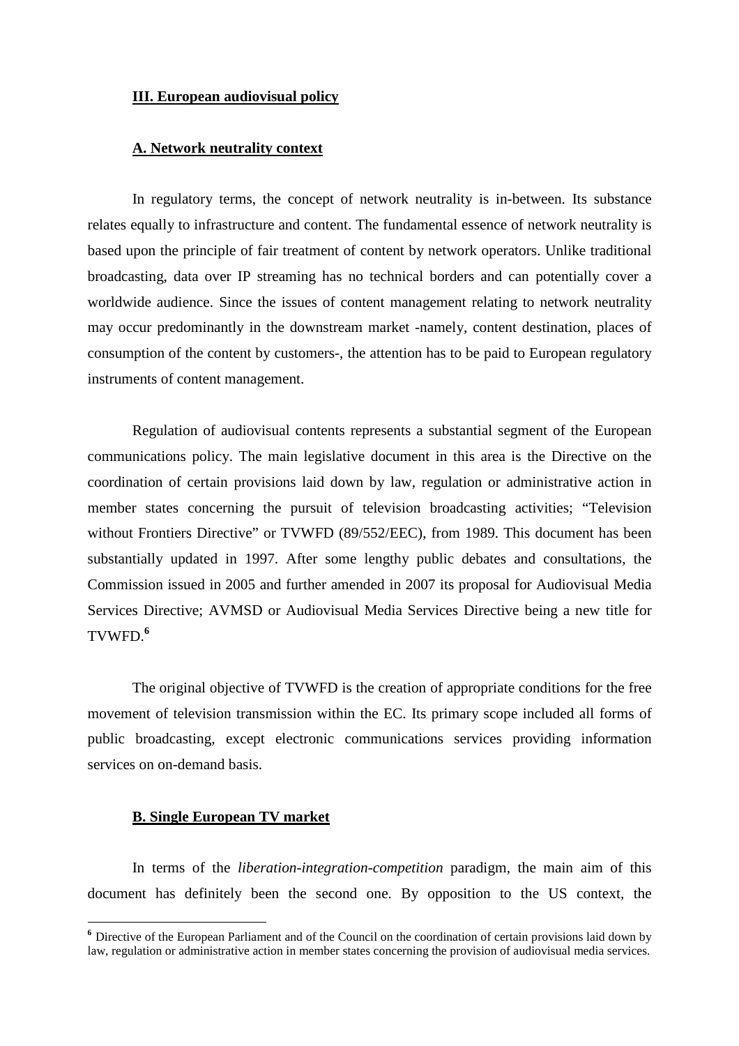### **III. European audiovisual policy**

#### **A. Network neutrality context**

In regulatory terms, the concept of network neutrality is in-between. Its substance relates equally to infrastructure and content. The fundamental essence of network neutrality is based upon the principle of fair treatment of content by network operators. Unlike traditional broadcasting, data over IP streaming has no technical borders and can potentially cover a worldwide audience. Since the issues of content management relating to network neutrality may occur predominantly in the downstream market -namely, content destination, places of consumption of the content by customers-, the attention has to be paid to European regulatory instruments of content management.

Regulation of audiovisual contents represents a substantial segment of the European communications policy. The main legislative document in this area is the Directive on the coordination of certain provisions laid down by law, regulation or administrative action in member states concerning the pursuit of television broadcasting activities; "Television without Frontiers Directive" or TVWFD (89/552/EEC), from 1989. This document has been substantially updated in 1997. After some lengthy public debates and consultations, the Commission issued in 2005 and further amended in 2007 its proposal for Audiovisual Media Services Directive; AVMSD or Audiovisual Media Services Directive being a new title for TVWFD.[6]

The original objective of TVWFD is the creation of appropriate conditions for the free movement of television transmission within the EC. Its primary scope included all forms of public broadcasting, except electronic communications services providing information services on on-demand basis.

#### **B. Single European TV market**

In terms of the *liberation-integration-competition* paradigm, the main aim of this document has definitely been the second one. By opposition to the US context, the

[6] Directive of the European Parliament and of the Council on the coordination of certain provisions laid down by law, regulation or administrative action in member states concerning the provision of audiovisual media services.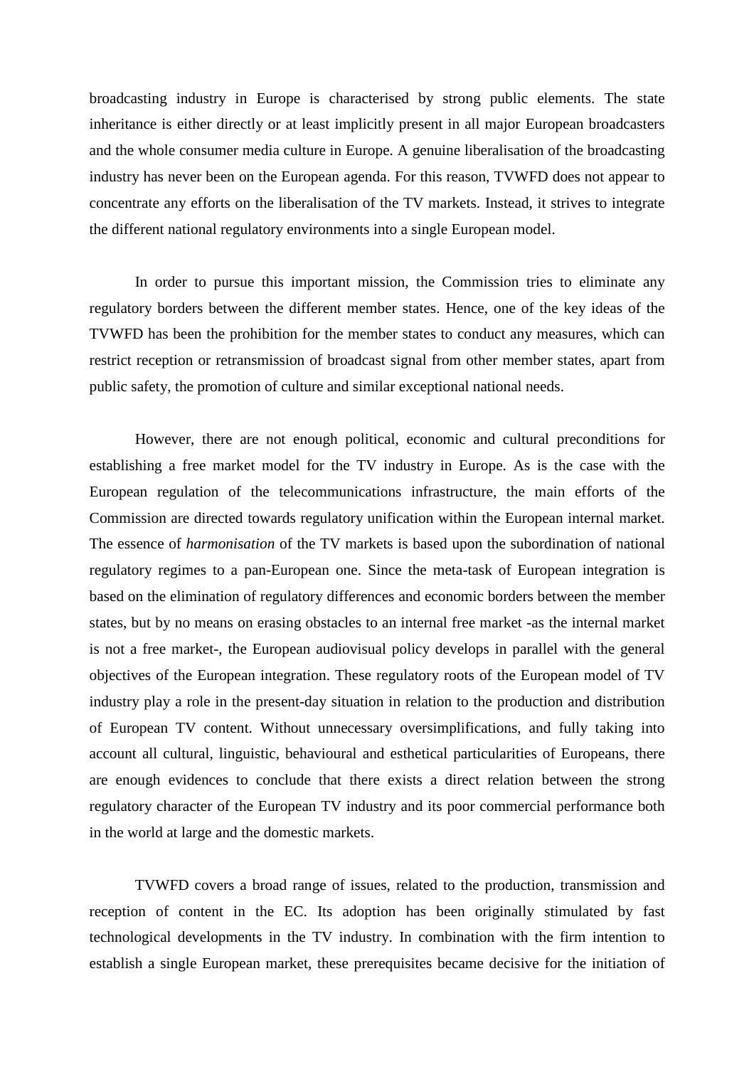broadcasting industry in Europe is characterised by strong public elements. The state inheritance is either directly or at least implicitly present in all major European broadcasters and the whole consumer media culture in Europe. A genuine liberalisation of the broadcasting industry has never been on the European agenda. For this reason, TVWFD does not appear to concentrate any efforts on the liberalisation of the TV markets. Instead, it strives to integrate the different national regulatory environments into a single European model.

In order to pursue this important mission, the Commission tries to eliminate any regulatory borders between the different member states. Hence, one of the key ideas of the TVWFD has been the prohibition for the member states to conduct any measures, which can restrict reception or retransmission of broadcast signal from other member states, apart from public safety, the promotion of culture and similar exceptional national needs.

However, there are not enough political, economic and cultural preconditions for establishing a free market model for the TV industry in Europe. As is the case with the European regulation of the telecommunications infrastructure, the main efforts of the Commission are directed towards regulatory unification within the European internal market. The essence of *harmonisation* of the TV markets is based upon the subordination of national regulatory regimes to a pan-European one. Since the meta-task of European integration is based on the elimination of regulatory differences and economic borders between the member states, but by no means on erasing obstacles to an internal free market -as the internal market is not a free market-, the European audiovisual policy develops in parallel with the general objectives of the European integration. These regulatory roots of the European model of TV industry play a role in the present-day situation in relation to the production and distribution of European TV content. Without unnecessary oversimplifications, and fully taking into account all cultural, linguistic, behavioural and esthetical particularities of Europeans, there are enough evidences to conclude that there exists a direct relation between the strong regulatory character of the European TV industry and its poor commercial performance both in the world at large and the domestic markets.

TVWFD covers a broad range of issues, related to the production, transmission and reception of content in the EC. Its adoption has been originally stimulated by fast technological developments in the TV industry. In combination with the firm intention to establish a single European market, these prerequisites became decisive for the initiation of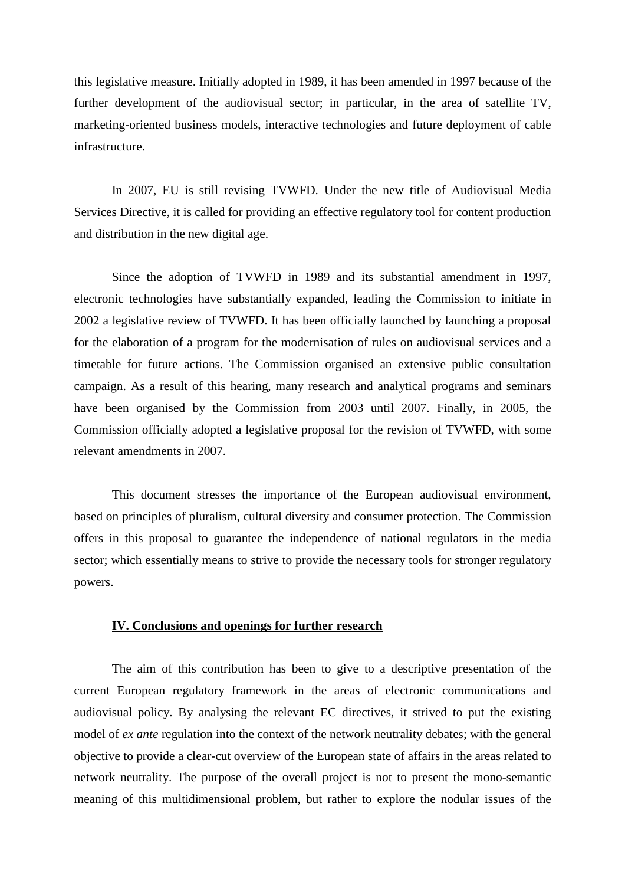this legislative measure. Initially adopted in 1989, it has been amended in 1997 because of the further development of the audiovisual sector; in particular, in the area of satellite TV, marketing-oriented business models, interactive technologies and future deployment of cable infrastructure.

In 2007, EU is still revising TVWFD. Under the new title of Audiovisual Media Services Directive, it is called for providing an effective regulatory tool for content production and distribution in the new digital age.

Since the adoption of TVWFD in 1989 and its substantial amendment in 1997, electronic technologies have substantially expanded, leading the Commission to initiate in 2002 a legislative review of TVWFD. It has been officially launched by launching a proposal for the elaboration of a program for the modernisation of rules on audiovisual services and a timetable for future actions. The Commission organised an extensive public consultation campaign. As a result of this hearing, many research and analytical programs and seminars have been organised by the Commission from 2003 until 2007. Finally, in 2005, the Commission officially adopted a legislative proposal for the revision of TVWFD, with some relevant amendments in 2007.

This document stresses the importance of the European audiovisual environment, based on principles of pluralism, cultural diversity and consumer protection. The Commission offers in this proposal to guarantee the independence of national regulators in the media sector; which essentially means to strive to provide the necessary tools for stronger regulatory powers.

## IV. Conclusions and openings for further research

The aim of this contribution has been to give to a descriptive presentation of the current European regulatory framework in the areas of electronic communications and audiovisual policy. By analysing the relevant EC directives, it strived to put the existing model of *ex ante* regulation into the context of the network neutrality debates; with the general objective to provide a clear-cut overview of the European state of affairs in the areas related to network neutrality. The purpose of the overall project is not to present the mono-semantic meaning of this multidimensional problem, but rather to explore the nodular issues of the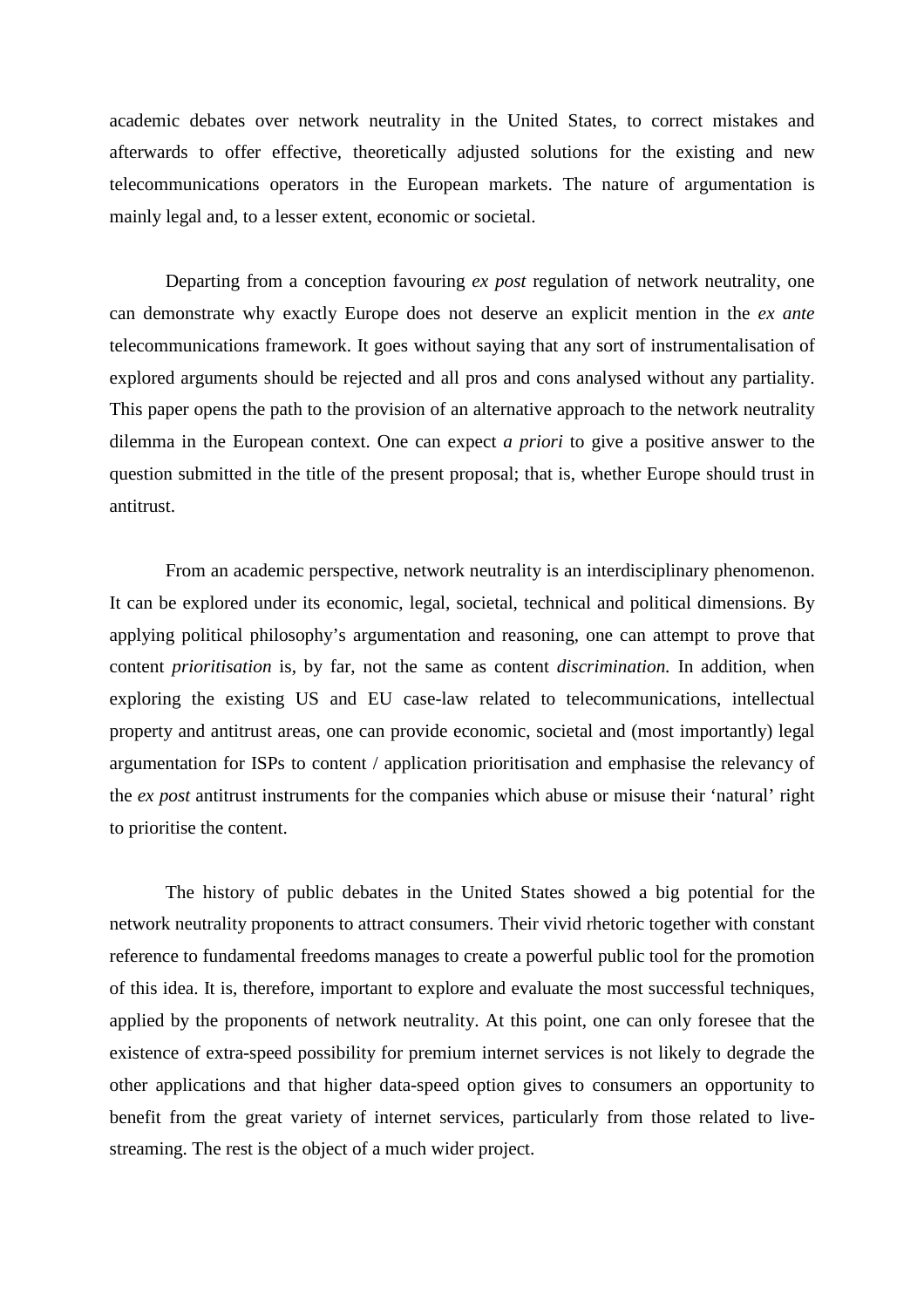academic debates over network neutrality in the United States, to correct mistakes and afterwards to offer effective, theoretically adjusted solutions for the existing and new telecommunications operators in the European markets. The nature of argumentation is mainly legal and, to a lesser extent, economic or societal.

Departing from a conception favouring *ex post* regulation of network neutrality, one can demonstrate why exactly Europe does not deserve an explicit mention in the *ex ante* telecommunications framework. It goes without saying that any sort of instrumentalisation of explored arguments should be rejected and all pros and cons analysed without any partiality. This paper opens the path to the provision of an alternative approach to the network neutrality dilemma in the European context. One can expect *a priori* to give a positive answer to the question submitted in the title of the present proposal; that is, whether Europe should trust in antitrust.

From an academic perspective, network neutrality is an interdisciplinary phenomenon. It can be explored under its economic, legal, societal, technical and political dimensions. By applying political philosophy's argumentation and reasoning, one can attempt to prove that content *prioritisation* is, by far, not the same as content *discrimination.* In addition, when exploring the existing US and EU case-law related to telecommunications, intellectual property and antitrust areas, one can provide economic, societal and (most importantly) legal argumentation for ISPs to content / application prioritisation and emphasise the relevancy of the *ex post* antitrust instruments for the companies which abuse or misuse their 'natural' right to prioritise the content.

The history of public debates in the United States showed a big potential for the network neutrality proponents to attract consumers. Their vivid rhetoric together with constant reference to fundamental freedoms manages to create a powerful public tool for the promotion of this idea. It is, therefore, important to explore and evaluate the most successful techniques, applied by the proponents of network neutrality. At this point, one can only foresee that the existence of extra-speed possibility for premium internet services is not likely to degrade the other applications and that higher data-speed option gives to consumers an opportunity to benefit from the great variety of internet services, particularly from those related to live-streaming. The rest is the object of a much wider project.